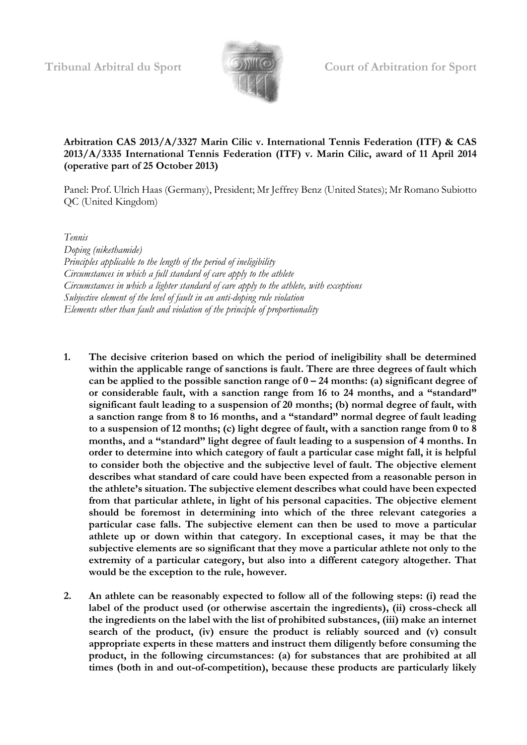Tribunal Arbitral du Sport | Court of Arbitration for Sport

**Arbitration CAS 2013/A/3327 Marin Cilic v. International Tennis Federation (ITF) & CAS 2013/A/3335 International Tennis Federation (ITF) v. Marin Cilic, award of 11 April 2014 (operative part of 25 October 2013)**

Panel: Prof. Ulrich Haas (Germany), President; Mr Jeffrey Benz (United States); Mr Romano Subiotto QC (United Kingdom)

*Tennis*
*Doping (nikethamide)*
*Principles applicable to the length of the period of ineligibility*
*Circumstances in which a full standard of care apply to the athlete*
*Circumstances in which a lighter standard of care apply to the athlete, with exceptions*
*Subjective element of the level of fault in an anti-doping rule violation*
*Elements other than fault and violation of the principle of proportionality*

1. **The decisive criterion based on which the period of ineligibility shall be determined within the applicable range of sanctions is fault. There are three degrees of fault which can be applied to the possible sanction range of 0 – 24 months: (a) significant degree of or considerable fault, with a sanction range from 16 to 24 months, and a "standard" significant fault leading to a suspension of 20 months; (b) normal degree of fault, with a sanction range from 8 to 16 months, and a "standard" normal degree of fault leading to a suspension of 12 months; (c) light degree of fault, with a sanction range from 0 to 8 months, and a "standard" light degree of fault leading to a suspension of 4 months. In order to determine into which category of fault a particular case might fall, it is helpful to consider both the objective and the subjective level of fault. The objective element describes what standard of care could have been expected from a reasonable person in the athlete's situation. The subjective element describes what could have been expected from that particular athlete, in light of his personal capacities. The objective element should be foremost in determining into which of the three relevant categories a particular case falls. The subjective element can then be used to move a particular athlete up or down within that category. In exceptional cases, it may be that the subjective elements are so significant that they move a particular athlete not only to the extremity of a particular category, but also into a different category altogether. That would be the exception to the rule, however.**

2. **An athlete can be reasonably expected to follow all of the following steps: (i) read the label of the product used (or otherwise ascertain the ingredients), (ii) cross-check all the ingredients on the label with the list of prohibited substances, (iii) make an internet search of the product, (iv) ensure the product is reliably sourced and (v) consult appropriate experts in these matters and instruct them diligently before consuming the product, in the following circumstances: (a) for substances that are prohibited at all times (both in and out-of-competition), because these products are particularly likely**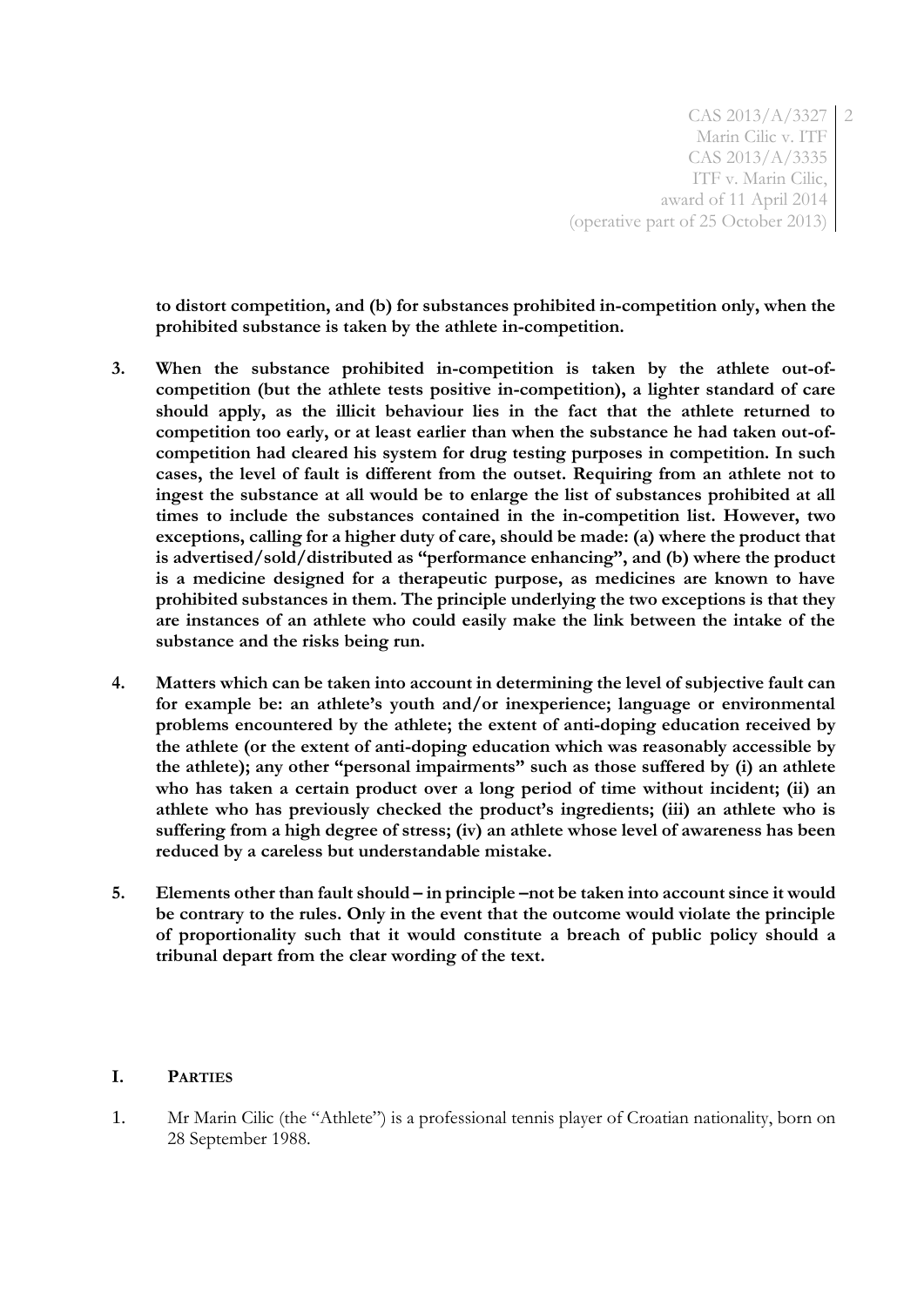**to distort competition, and (b) for substances prohibited in-competition only, when the prohibited substance is taken by the athlete in-competition.**

3. **When the substance prohibited in-competition is taken by the athlete out-of-competition (but the athlete tests positive in-competition), a lighter standard of care should apply, as the illicit behaviour lies in the fact that the athlete returned to competition too early, or at least earlier than when the substance he had taken out-of-competition had cleared his system for drug testing purposes in competition. In such cases, the level of fault is different from the outset. Requiring from an athlete not to ingest the substance at all would be to enlarge the list of substances prohibited at all times to include the substances contained in the in-competition list. However, two exceptions, calling for a higher duty of care, should be made: (a) where the product that is advertised/sold/distributed as "performance enhancing", and (b) where the product is a medicine designed for a therapeutic purpose, as medicines are known to have prohibited substances in them. The principle underlying the two exceptions is that they are instances of an athlete who could easily make the link between the intake of the substance and the risks being run.**

4. **Matters which can be taken into account in determining the level of subjective fault can for example be: an athlete's youth and/or inexperience; language or environmental problems encountered by the athlete; the extent of anti-doping education received by the athlete (or the extent of anti-doping education which was reasonably accessible by the athlete); any other "personal impairments" such as those suffered by (i) an athlete who has taken a certain product over a long period of time without incident; (ii) an athlete who has previously checked the product's ingredients; (iii) an athlete who is suffering from a high degree of stress; (iv) an athlete whose level of awareness has been reduced by a careless but understandable mistake.**

5. **Elements other than fault should – in principle –not be taken into account since it would be contrary to the rules. Only in the event that the outcome would violate the principle of proportionality such that it would constitute a breach of public policy should a tribunal depart from the clear wording of the text.**

## I. PARTIES

1. Mr Marin Cilic (the "Athlete") is a professional tennis player of Croatian nationality, born on 28 September 1988.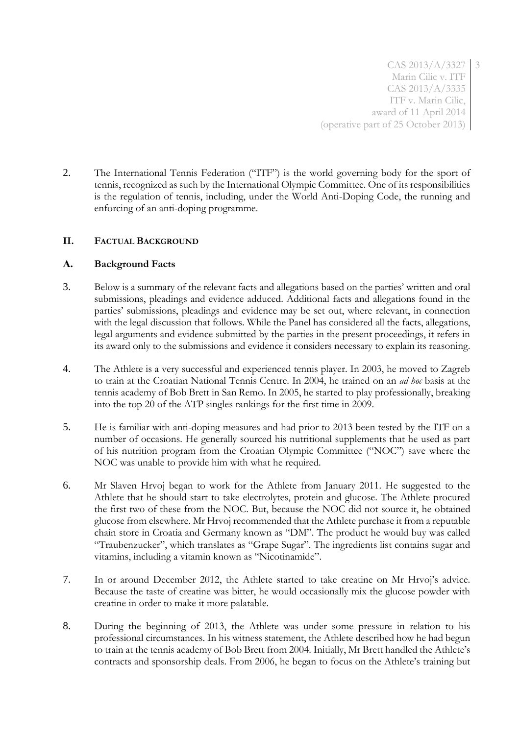2. The International Tennis Federation ("ITF") is the world governing body for the sport of tennis, recognized as such by the International Olympic Committee. One of its responsibilities is the regulation of tennis, including, under the World Anti-Doping Code, the running and enforcing of an anti-doping programme.

## II. FACTUAL BACKGROUND

### A. Background Facts

3. Below is a summary of the relevant facts and allegations based on the parties' written and oral submissions, pleadings and evidence adduced. Additional facts and allegations found in the parties' submissions, pleadings and evidence may be set out, where relevant, in connection with the legal discussion that follows. While the Panel has considered all the facts, allegations, legal arguments and evidence submitted by the parties in the present proceedings, it refers in its award only to the submissions and evidence it considers necessary to explain its reasoning.

4. The Athlete is a very successful and experienced tennis player. In 2003, he moved to Zagreb to train at the Croatian National Tennis Centre. In 2004, he trained on an *ad hoc* basis at the tennis academy of Bob Brett in San Remo. In 2005, he started to play professionally, breaking into the top 20 of the ATP singles rankings for the first time in 2009.

5. He is familiar with anti-doping measures and had prior to 2013 been tested by the ITF on a number of occasions. He generally sourced his nutritional supplements that he used as part of his nutrition program from the Croatian Olympic Committee ("NOC") save where the NOC was unable to provide him with what he required.

6. Mr Slaven Hrvoj began to work for the Athlete from January 2011. He suggested to the Athlete that he should start to take electrolytes, protein and glucose. The Athlete procured the first two of these from the NOC. But, because the NOC did not source it, he obtained glucose from elsewhere. Mr Hrvoj recommended that the Athlete purchase it from a reputable chain store in Croatia and Germany known as "DM". The product he would buy was called "Traubenzucker", which translates as "Grape Sugar". The ingredients list contains sugar and vitamins, including a vitamin known as "Nicotinamide".

7. In or around December 2012, the Athlete started to take creatine on Mr Hrvoj's advice. Because the taste of creatine was bitter, he would occasionally mix the glucose powder with creatine in order to make it more palatable.

8. During the beginning of 2013, the Athlete was under some pressure in relation to his professional circumstances. In his witness statement, the Athlete described how he had begun to train at the tennis academy of Bob Brett from 2004. Initially, Mr Brett handled the Athlete's contracts and sponsorship deals. From 2006, he began to focus on the Athlete's training but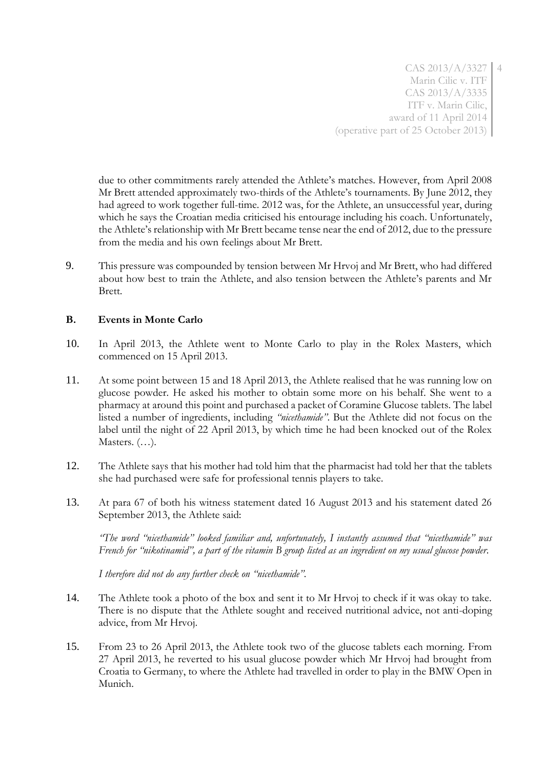due to other commitments rarely attended the Athlete's matches. However, from April 2008 Mr Brett attended approximately two-thirds of the Athlete's tournaments. By June 2012, they had agreed to work together full-time. 2012 was, for the Athlete, an unsuccessful year, during which he says the Croatian media criticised his entourage including his coach. Unfortunately, the Athlete's relationship with Mr Brett became tense near the end of 2012, due to the pressure from the media and his own feelings about Mr Brett.

9. This pressure was compounded by tension between Mr Hrvoj and Mr Brett, who had differed about how best to train the Athlete, and also tension between the Athlete's parents and Mr Brett.

**B. Events in Monte Carlo**

10. In April 2013, the Athlete went to Monte Carlo to play in the Rolex Masters, which commenced on 15 April 2013.

11. At some point between 15 and 18 April 2013, the Athlete realised that he was running low on glucose powder. He asked his mother to obtain some more on his behalf. She went to a pharmacy at around this point and purchased a packet of Coramine Glucose tablets. The label listed a number of ingredients, including *"nicethamide"*. But the Athlete did not focus on the label until the night of 22 April 2013, by which time he had been knocked out of the Rolex Masters. (…).

12. The Athlete says that his mother had told him that the pharmacist had told her that the tablets she had purchased were safe for professional tennis players to take.

13. At para 67 of both his witness statement dated 16 August 2013 and his statement dated 26 September 2013, the Athlete said:

    *"The word "nicethamide" looked familiar and, unfortunately, I instantly assumed that "nicethamide" was French for "nikotinamid", a part of the vitamin B group listed as an ingredient on my usual glucose powder.*

    *I therefore did not do any further check on "nicethamide".*

14. The Athlete took a photo of the box and sent it to Mr Hrvoj to check if it was okay to take. There is no dispute that the Athlete sought and received nutritional advice, not anti-doping advice, from Mr Hrvoj.

15. From 23 to 26 April 2013, the Athlete took two of the glucose tablets each morning. From 27 April 2013, he reverted to his usual glucose powder which Mr Hrvoj had brought from Croatia to Germany, to where the Athlete had travelled in order to play in the BMW Open in Munich.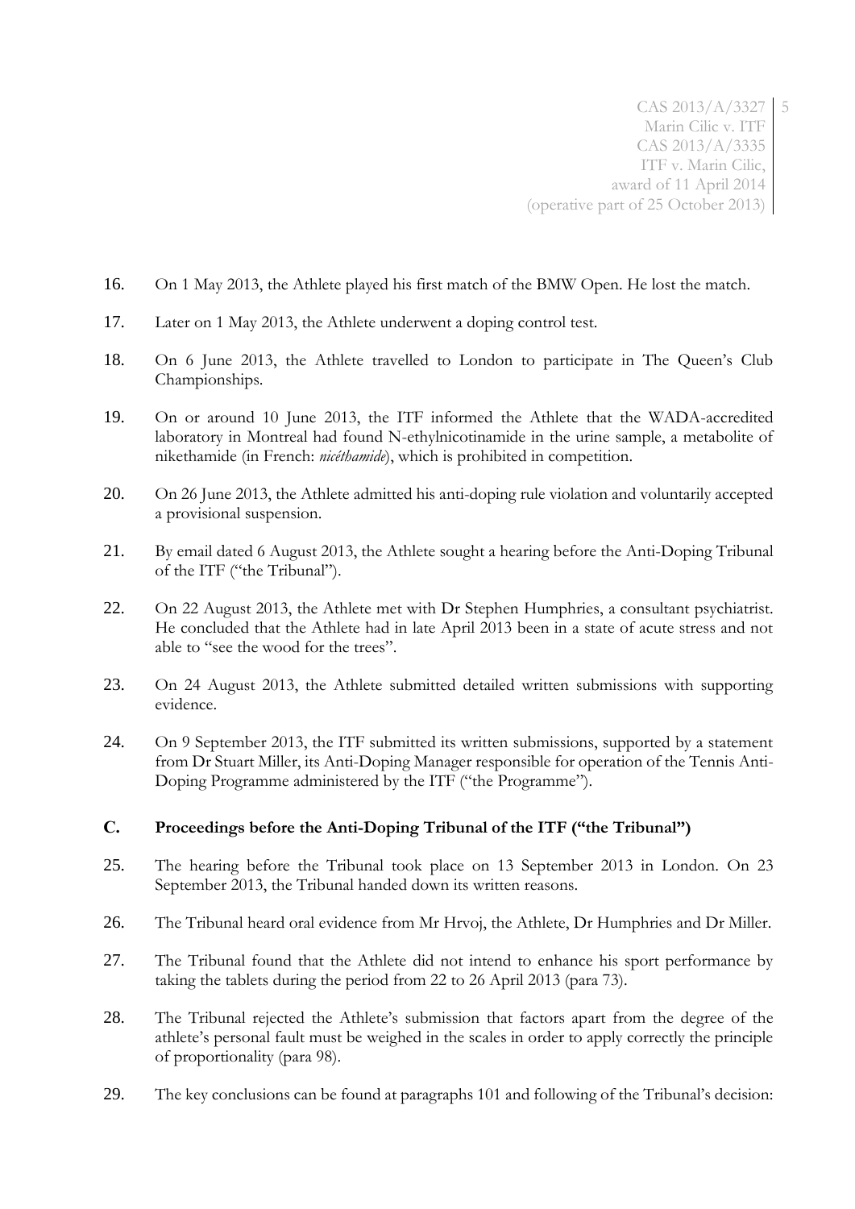16. On 1 May 2013, the Athlete played his first match of the BMW Open. He lost the match.

17. Later on 1 May 2013, the Athlete underwent a doping control test.

18. On 6 June 2013, the Athlete travelled to London to participate in The Queen's Club Championships.

19. On or around 10 June 2013, the ITF informed the Athlete that the WADA-accredited laboratory in Montreal had found N-ethylnicotinamide in the urine sample, a metabolite of nikethamide (in French: *nicéthamide*), which is prohibited in competition.

20. On 26 June 2013, the Athlete admitted his anti-doping rule violation and voluntarily accepted a provisional suspension.

21. By email dated 6 August 2013, the Athlete sought a hearing before the Anti-Doping Tribunal of the ITF ("the Tribunal").

22. On 22 August 2013, the Athlete met with Dr Stephen Humphries, a consultant psychiatrist. He concluded that the Athlete had in late April 2013 been in a state of acute stress and not able to "see the wood for the trees".

23. On 24 August 2013, the Athlete submitted detailed written submissions with supporting evidence.

24. On 9 September 2013, the ITF submitted its written submissions, supported by a statement from Dr Stuart Miller, its Anti-Doping Manager responsible for operation of the Tennis Anti-Doping Programme administered by the ITF ("the Programme").

## C. Proceedings before the Anti-Doping Tribunal of the ITF ("the Tribunal")

25. The hearing before the Tribunal took place on 13 September 2013 in London. On 23 September 2013, the Tribunal handed down its written reasons.

26. The Tribunal heard oral evidence from Mr Hrvoj, the Athlete, Dr Humphries and Dr Miller.

27. The Tribunal found that the Athlete did not intend to enhance his sport performance by taking the tablets during the period from 22 to 26 April 2013 (para 73).

28. The Tribunal rejected the Athlete's submission that factors apart from the degree of the athlete's personal fault must be weighed in the scales in order to apply correctly the principle of proportionality (para 98).

29. The key conclusions can be found at paragraphs 101 and following of the Tribunal's decision: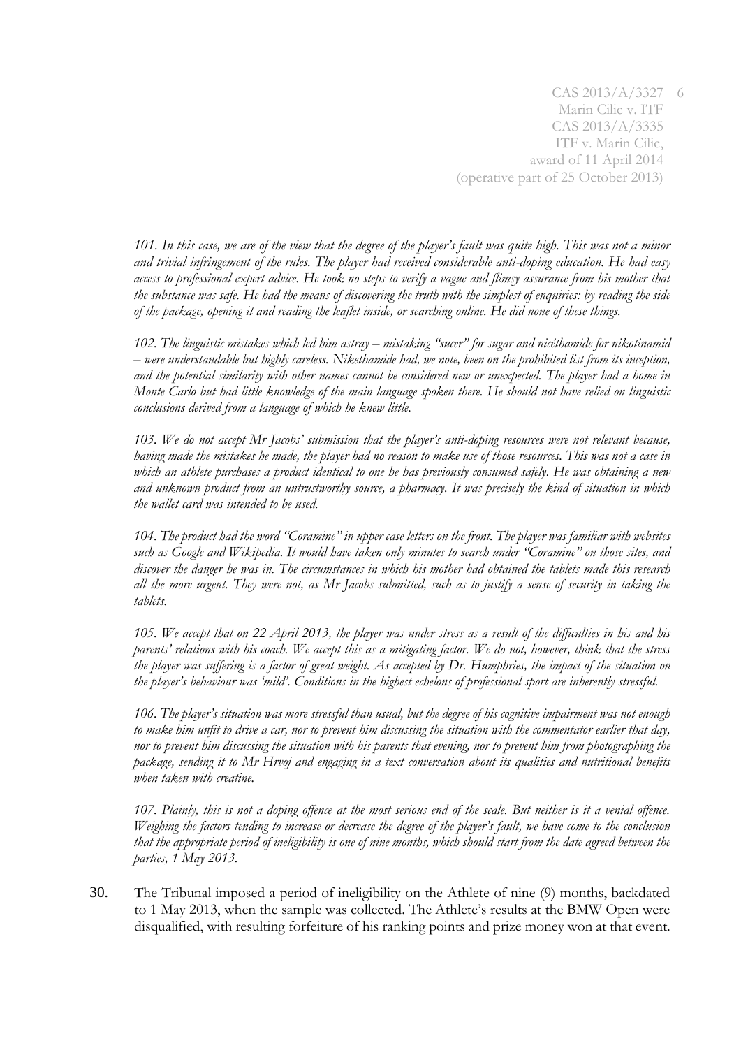*101. In this case, we are of the view that the degree of the player's fault was quite high. This was not a minor and trivial infringement of the rules. The player had received considerable anti-doping education. He had easy access to professional expert advice. He took no steps to verify a vague and flimsy assurance from his mother that the substance was safe. He had the means of discovering the truth with the simplest of enquiries: by reading the side of the package, opening it and reading the leaflet inside, or searching online. He did none of these things.*

*102. The linguistic mistakes which led him astray – mistaking "sucer" for sugar and nicéthamide for nikotinamid – were understandable but highly careless. Nikethamide had, we note, been on the prohibited list from its inception, and the potential similarity with other names cannot be considered new or unexpected. The player had a home in Monte Carlo but had little knowledge of the main language spoken there. He should not have relied on linguistic conclusions derived from a language of which he knew little.*

*103. We do not accept Mr Jacobs' submission that the player's anti-doping resources were not relevant because, having made the mistakes he made, the player had no reason to make use of those resources. This was not a case in which an athlete purchases a product identical to one he has previously consumed safely. He was obtaining a new and unknown product from an untrustworthy source, a pharmacy. It was precisely the kind of situation in which the wallet card was intended to be used.*

*104. The product had the word "Coramine" in upper case letters on the front. The player was familiar with websites such as Google and Wikipedia. It would have taken only minutes to search under "Coramine" on those sites, and discover the danger he was in. The circumstances in which his mother had obtained the tablets made this research all the more urgent. They were not, as Mr Jacobs submitted, such as to justify a sense of security in taking the tablets.*

*105. We accept that on 22 April 2013, the player was under stress as a result of the difficulties in his and his parents' relations with his coach. We accept this as a mitigating factor. We do not, however, think that the stress the player was suffering is a factor of great weight. As accepted by Dr. Humphries, the impact of the situation on the player's behaviour was 'mild'. Conditions in the highest echelons of professional sport are inherently stressful.*

*106. The player's situation was more stressful than usual, but the degree of his cognitive impairment was not enough to make him unfit to drive a car, nor to prevent him discussing the situation with the commentator earlier that day, nor to prevent him discussing the situation with his parents that evening, nor to prevent him from photographing the package, sending it to Mr Hrvoj and engaging in a text conversation about its qualities and nutritional benefits when taken with creatine.*

*107. Plainly, this is not a doping offence at the most serious end of the scale. But neither is it a venial offence. Weighing the factors tending to increase or decrease the degree of the player's fault, we have come to the conclusion that the appropriate period of ineligibility is one of nine months, which should start from the date agreed between the parties, 1 May 2013.*

30. The Tribunal imposed a period of ineligibility on the Athlete of nine (9) months, backdated to 1 May 2013, when the sample was collected. The Athlete's results at the BMW Open were disqualified, with resulting forfeiture of his ranking points and prize money won at that event.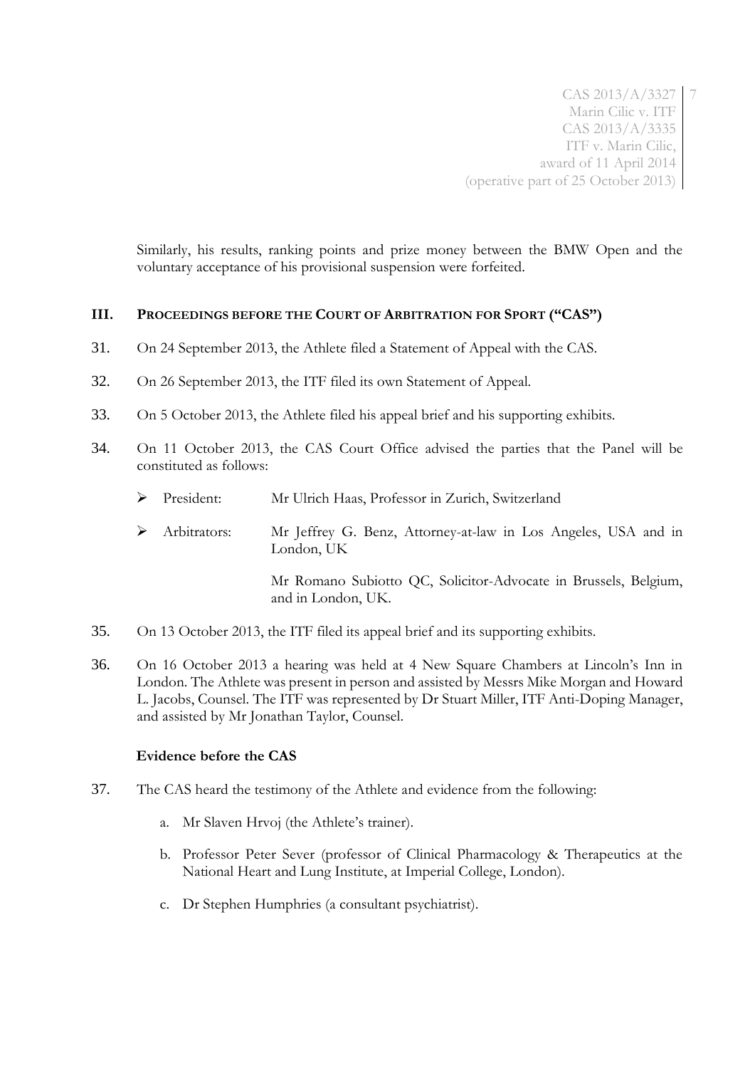Similarly, his results, ranking points and prize money between the BMW Open and the voluntary acceptance of his provisional suspension were forfeited.

## III. PROCEEDINGS BEFORE THE COURT OF ARBITRATION FOR SPORT ("CAS")

31. On 24 September 2013, the Athlete filed a Statement of Appeal with the CAS.

32. On 26 September 2013, the ITF filed its own Statement of Appeal.

33. On 5 October 2013, the Athlete filed his appeal brief and his supporting exhibits.

34. On 11 October 2013, the CAS Court Office advised the parties that the Panel will be constituted as follows:

   - President: Mr Ulrich Haas, Professor in Zurich, Switzerland
   - Arbitrators: Mr Jeffrey G. Benz, Attorney-at-law in Los Angeles, USA and in London, UK

     Mr Romano Subiotto QC, Solicitor-Advocate in Brussels, Belgium, and in London, UK.

35. On 13 October 2013, the ITF filed its appeal brief and its supporting exhibits.

36. On 16 October 2013 a hearing was held at 4 New Square Chambers at Lincoln's Inn in London. The Athlete was present in person and assisted by Messrs Mike Morgan and Howard L. Jacobs, Counsel. The ITF was represented by Dr Stuart Miller, ITF Anti-Doping Manager, and assisted by Mr Jonathan Taylor, Counsel.

### Evidence before the CAS

37. The CAS heard the testimony of the Athlete and evidence from the following:

   a. Mr Slaven Hrvoj (the Athlete's trainer).

   b. Professor Peter Sever (professor of Clinical Pharmacology & Therapeutics at the National Heart and Lung Institute, at Imperial College, London).

   c. Dr Stephen Humphries (a consultant psychiatrist).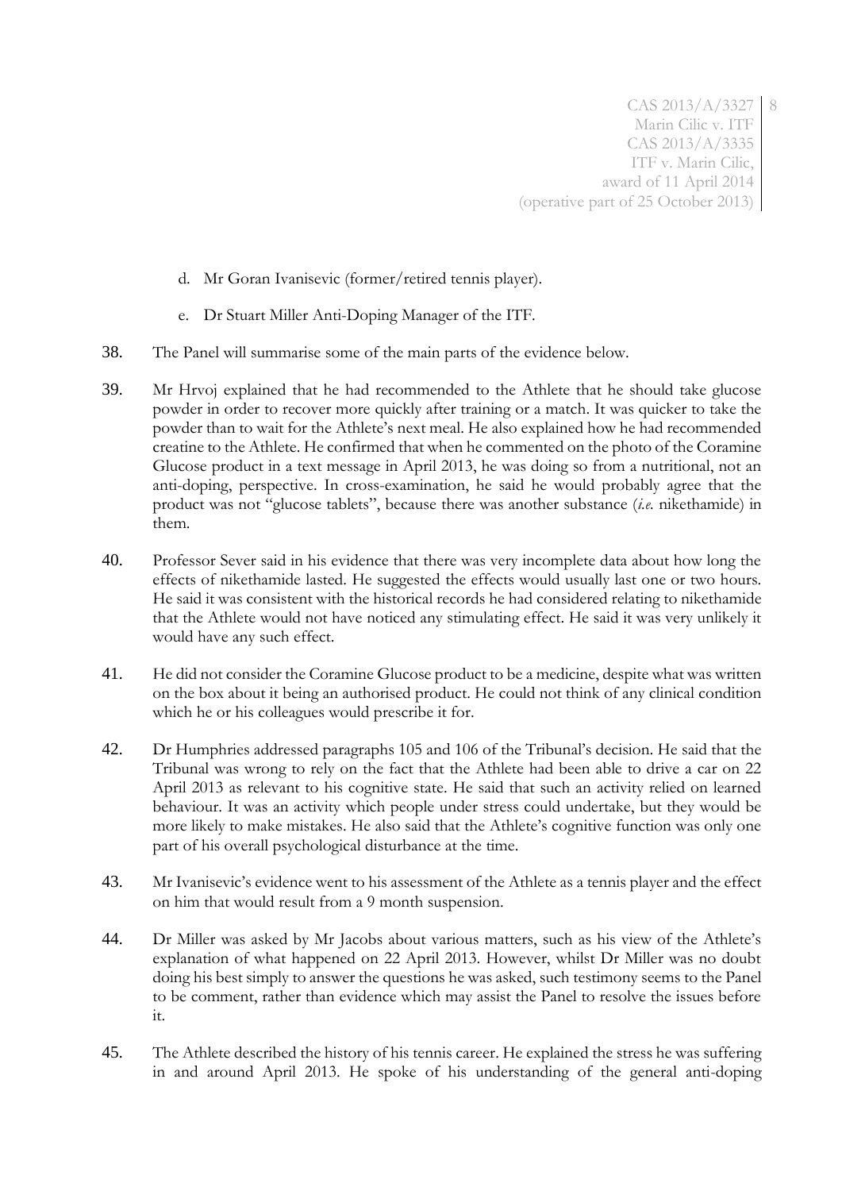d. Mr Goran Ivanisevic (former/retired tennis player).

e. Dr Stuart Miller Anti-Doping Manager of the ITF.

38. The Panel will summarise some of the main parts of the evidence below.

39. Mr Hrvoj explained that he had recommended to the Athlete that he should take glucose powder in order to recover more quickly after training or a match. It was quicker to take the powder than to wait for the Athlete's next meal. He also explained how he had recommended creatine to the Athlete. He confirmed that when he commented on the photo of the Coramine Glucose product in a text message in April 2013, he was doing so from a nutritional, not an anti-doping, perspective. In cross-examination, he said he would probably agree that the product was not "glucose tablets", because there was another substance (*i.e.* nikethamide) in them.

40. Professor Sever said in his evidence that there was very incomplete data about how long the effects of nikethamide lasted. He suggested the effects would usually last one or two hours. He said it was consistent with the historical records he had considered relating to nikethamide that the Athlete would not have noticed any stimulating effect. He said it was very unlikely it would have any such effect.

41. He did not consider the Coramine Glucose product to be a medicine, despite what was written on the box about it being an authorised product. He could not think of any clinical condition which he or his colleagues would prescribe it for.

42. Dr Humphries addressed paragraphs 105 and 106 of the Tribunal's decision. He said that the Tribunal was wrong to rely on the fact that the Athlete had been able to drive a car on 22 April 2013 as relevant to his cognitive state. He said that such an activity relied on learned behaviour. It was an activity which people under stress could undertake, but they would be more likely to make mistakes. He also said that the Athlete's cognitive function was only one part of his overall psychological disturbance at the time.

43. Mr Ivanisevic's evidence went to his assessment of the Athlete as a tennis player and the effect on him that would result from a 9 month suspension.

44. Dr Miller was asked by Mr Jacobs about various matters, such as his view of the Athlete's explanation of what happened on 22 April 2013. However, whilst Dr Miller was no doubt doing his best simply to answer the questions he was asked, such testimony seems to the Panel to be comment, rather than evidence which may assist the Panel to resolve the issues before it.

45. The Athlete described the history of his tennis career. He explained the stress he was suffering in and around April 2013. He spoke of his understanding of the general anti-doping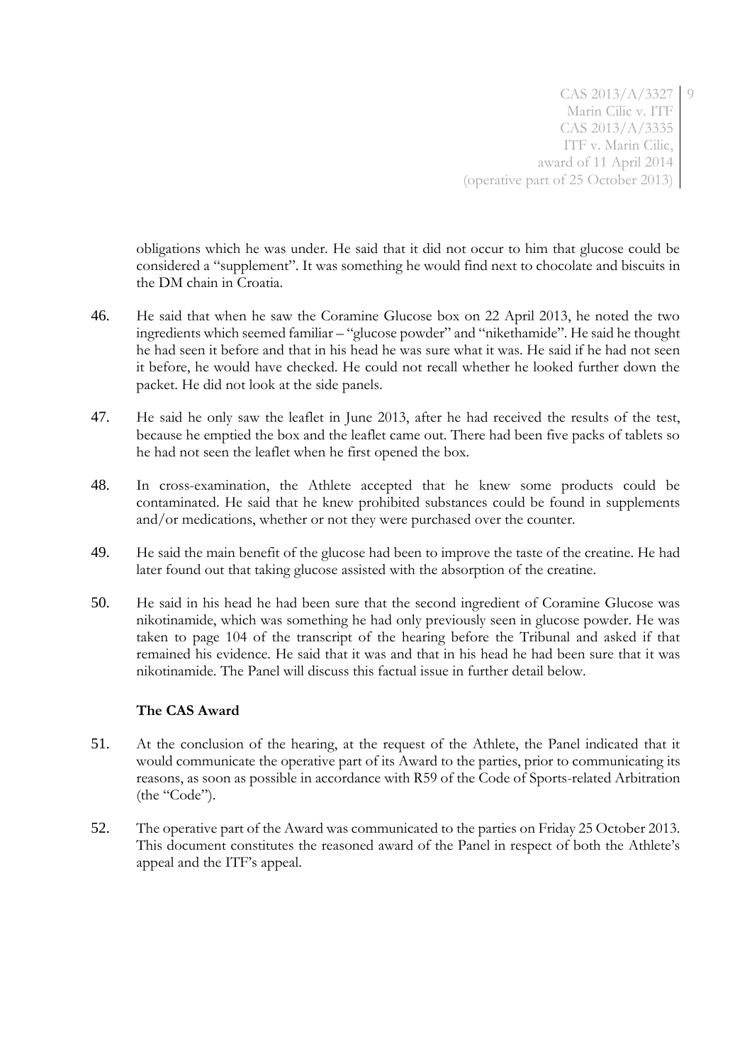obligations which he was under. He said that it did not occur to him that glucose could be considered a "supplement". It was something he would find next to chocolate and biscuits in the DM chain in Croatia.

46. He said that when he saw the Coramine Glucose box on 22 April 2013, he noted the two ingredients which seemed familiar – "glucose powder" and "nikethamide". He said he thought he had seen it before and that in his head he was sure what it was. He said if he had not seen it before, he would have checked. He could not recall whether he looked further down the packet. He did not look at the side panels.

47. He said he only saw the leaflet in June 2013, after he had received the results of the test, because he emptied the box and the leaflet came out. There had been five packs of tablets so he had not seen the leaflet when he first opened the box.

48. In cross-examination, the Athlete accepted that he knew some products could be contaminated. He said that he knew prohibited substances could be found in supplements and/or medications, whether or not they were purchased over the counter.

49. He said the main benefit of the glucose had been to improve the taste of the creatine. He had later found out that taking glucose assisted with the absorption of the creatine.

50. He said in his head he had been sure that the second ingredient of Coramine Glucose was nikotinamide, which was something he had only previously seen in glucose powder. He was taken to page 104 of the transcript of the hearing before the Tribunal and asked if that remained his evidence. He said that it was and that in his head he had been sure that it was nikotinamide. The Panel will discuss this factual issue in further detail below.

**The CAS Award**

51. At the conclusion of the hearing, at the request of the Athlete, the Panel indicated that it would communicate the operative part of its Award to the parties, prior to communicating its reasons, as soon as possible in accordance with R59 of the Code of Sports-related Arbitration (the "Code").

52. The operative part of the Award was communicated to the parties on Friday 25 October 2013. This document constitutes the reasoned award of the Panel in respect of both the Athlete's appeal and the ITF's appeal.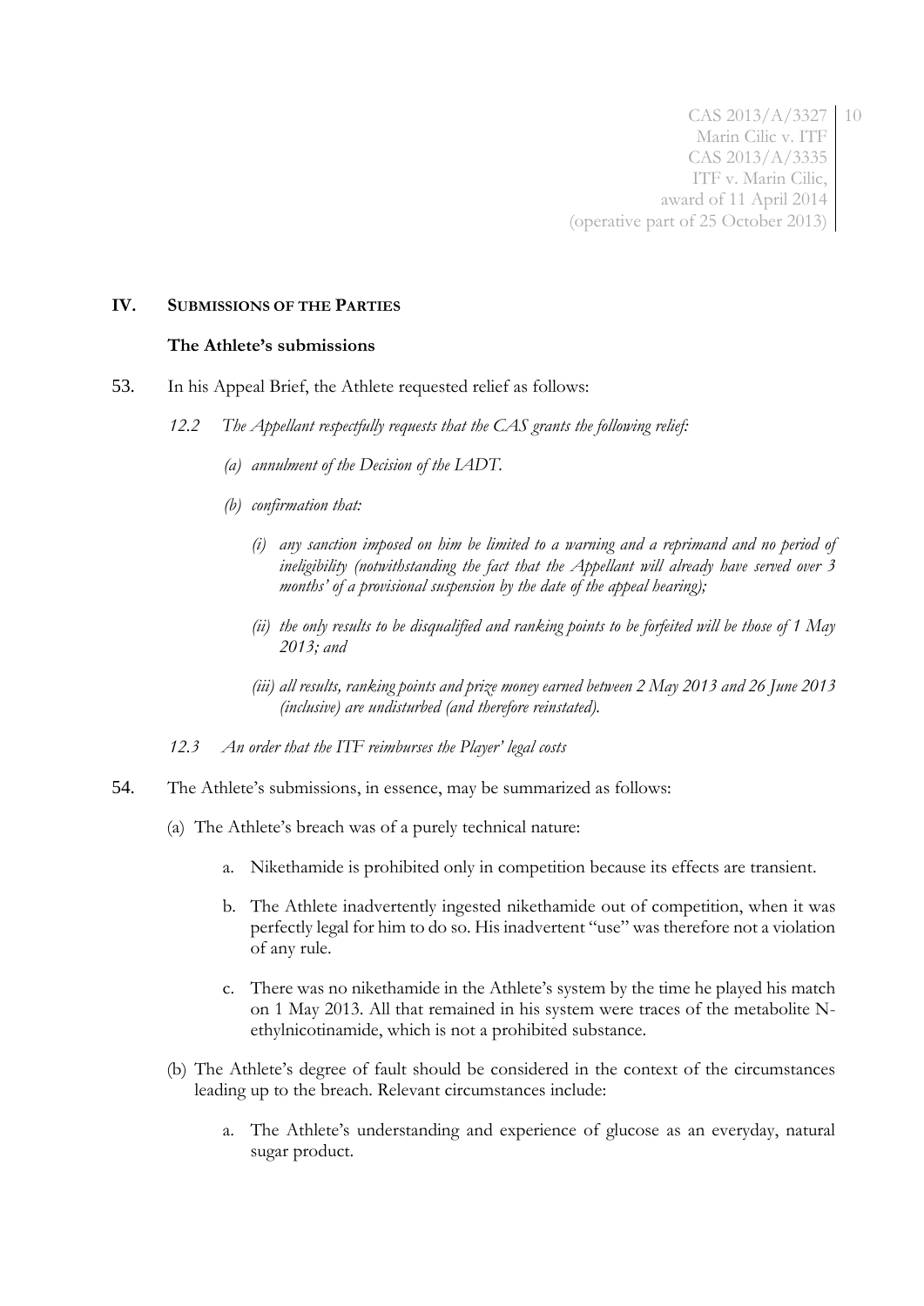## IV. SUBMISSIONS OF THE PARTIES

### The Athlete's submissions

53. In his Appeal Brief, the Athlete requested relief as follows:

    *12.2 The Appellant respectfully requests that the CAS grants the following relief:*

    *(a) annulment of the Decision of the IADT.*

    *(b) confirmation that:*

    *(i) any sanction imposed on him be limited to a warning and a reprimand and no period of ineligibility (notwithstanding the fact that the Appellant will already have served over 3 months' of a provisional suspension by the date of the appeal hearing);*

    *(ii) the only results to be disqualified and ranking points to be forfeited will be those of 1 May 2013; and*

    *(iii) all results, ranking points and prize money earned between 2 May 2013 and 26 June 2013 (inclusive) are undisturbed (and therefore reinstated).*

    *12.3 An order that the ITF reimburses the Player' legal costs*

54. The Athlete's submissions, in essence, may be summarized as follows:

    (a) The Athlete's breach was of a purely technical nature:

    a. Nikethamide is prohibited only in competition because its effects are transient.

    b. The Athlete inadvertently ingested nikethamide out of competition, when it was perfectly legal for him to do so. His inadvertent "use" was therefore not a violation of any rule.

    c. There was no nikethamide in the Athlete's system by the time he played his match on 1 May 2013. All that remained in his system were traces of the metabolite N-ethylnicotinamide, which is not a prohibited substance.

    (b) The Athlete's degree of fault should be considered in the context of the circumstances leading up to the breach. Relevant circumstances include:

    a. The Athlete's understanding and experience of glucose as an everyday, natural sugar product.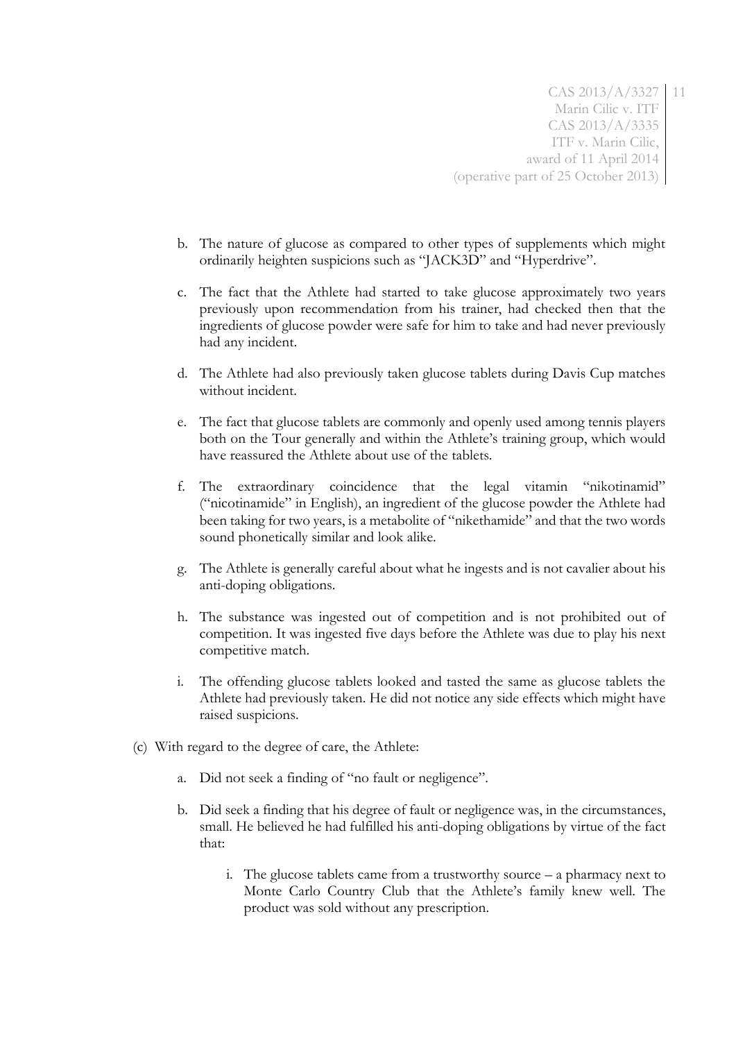b. The nature of glucose as compared to other types of supplements which might ordinarily heighten suspicions such as "JACK3D" and "Hyperdrive".

c. The fact that the Athlete had started to take glucose approximately two years previously upon recommendation from his trainer, had checked then that the ingredients of glucose powder were safe for him to take and had never previously had any incident.

d. The Athlete had also previously taken glucose tablets during Davis Cup matches without incident.

e. The fact that glucose tablets are commonly and openly used among tennis players both on the Tour generally and within the Athlete's training group, which would have reassured the Athlete about use of the tablets.

f. The extraordinary coincidence that the legal vitamin "nikotinamid" ("nicotinamide" in English), an ingredient of the glucose powder the Athlete had been taking for two years, is a metabolite of "nikethamide" and that the two words sound phonetically similar and look alike.

g. The Athlete is generally careful about what he ingests and is not cavalier about his anti-doping obligations.

h. The substance was ingested out of competition and is not prohibited out of competition. It was ingested five days before the Athlete was due to play his next competitive match.

i. The offending glucose tablets looked and tasted the same as glucose tablets the Athlete had previously taken. He did not notice any side effects which might have raised suspicions.

(c) With regard to the degree of care, the Athlete:

a. Did not seek a finding of "no fault or negligence".

b. Did seek a finding that his degree of fault or negligence was, in the circumstances, small. He believed he had fulfilled his anti-doping obligations by virtue of the fact that:

i. The glucose tablets came from a trustworthy source – a pharmacy next to Monte Carlo Country Club that the Athlete's family knew well. The product was sold without any prescription.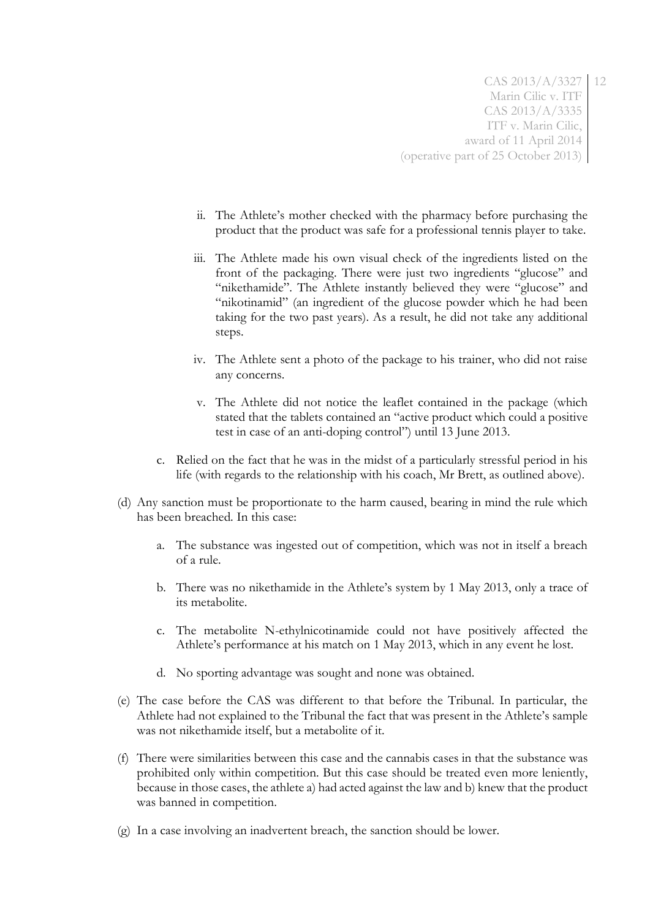ii. The Athlete's mother checked with the pharmacy before purchasing the product that the product was safe for a professional tennis player to take.

   iii. The Athlete made his own visual check of the ingredients listed on the front of the packaging. There were just two ingredients "glucose" and "nikethamide". The Athlete instantly believed they were "glucose" and "nikotinamid" (an ingredient of the glucose powder which he had been taking for the two past years). As a result, he did not take any additional steps.

   iv. The Athlete sent a photo of the package to his trainer, who did not raise any concerns.

   v. The Athlete did not notice the leaflet contained in the package (which stated that the tablets contained an "active product which could a positive test in case of an anti-doping control") until 13 June 2013.

c. Relied on the fact that he was in the midst of a particularly stressful period in his life (with regards to the relationship with his coach, Mr Brett, as outlined above).

(d) Any sanction must be proportionate to the harm caused, bearing in mind the rule which has been breached. In this case:

   a. The substance was ingested out of competition, which was not in itself a breach of a rule.

   b. There was no nikethamide in the Athlete's system by 1 May 2013, only a trace of its metabolite.

   c. The metabolite N-ethylnicotinamide could not have positively affected the Athlete's performance at his match on 1 May 2013, which in any event he lost.

   d. No sporting advantage was sought and none was obtained.

(e) The case before the CAS was different to that before the Tribunal. In particular, the Athlete had not explained to the Tribunal the fact that was present in the Athlete's sample was not nikethamide itself, but a metabolite of it.

(f) There were similarities between this case and the cannabis cases in that the substance was prohibited only within competition. But this case should be treated even more leniently, because in those cases, the athlete a) had acted against the law and b) knew that the product was banned in competition.

(g) In a case involving an inadvertent breach, the sanction should be lower.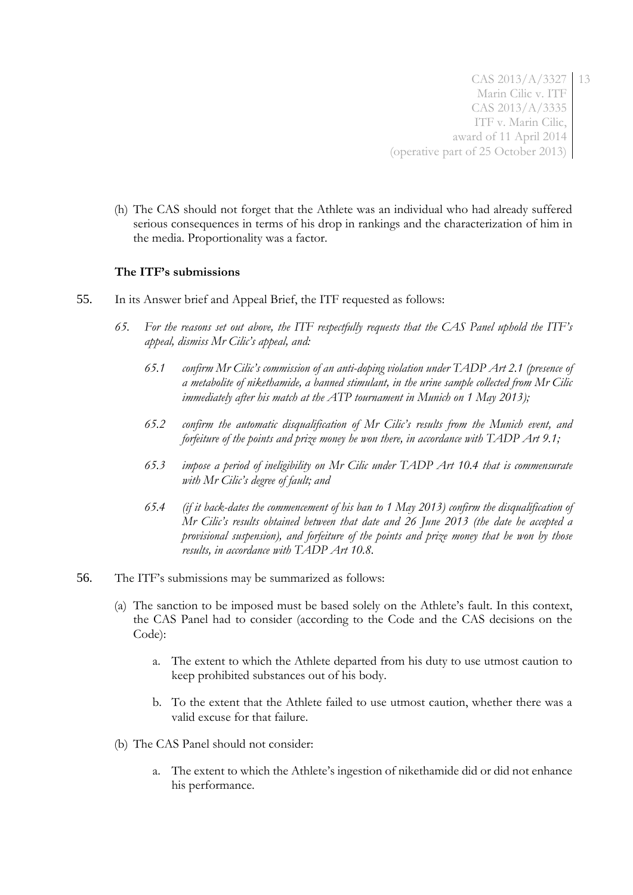(h) The CAS should not forget that the Athlete was an individual who had already suffered serious consequences in terms of his drop in rankings and the characterization of him in the media. Proportionality was a factor.

**The ITF's submissions**

55. In its Answer brief and Appeal Brief, the ITF requested as follows:

*65. For the reasons set out above, the ITF respectfully requests that the CAS Panel uphold the ITF's appeal, dismiss Mr Cilic's appeal, and:*

*65.1 confirm Mr Cilic's commission of an anti-doping violation under TADP Art 2.1 (presence of a metabolite of nikethamide, a banned stimulant, in the urine sample collected from Mr Cilic immediately after his match at the ATP tournament in Munich on 1 May 2013);*

*65.2 confirm the automatic disqualification of Mr Cilic's results from the Munich event, and forfeiture of the points and prize money he won there, in accordance with TADP Art 9.1;*

*65.3 impose a period of ineligibility on Mr Cilic under TADP Art 10.4 that is commensurate with Mr Cilic's degree of fault; and*

*65.4 (if it back-dates the commencement of his ban to 1 May 2013) confirm the disqualification of Mr Cilic's results obtained between that date and 26 June 2013 (the date he accepted a provisional suspension), and forfeiture of the points and prize money that he won by those results, in accordance with TADP Art 10.8.*

56. The ITF's submissions may be summarized as follows:

(a) The sanction to be imposed must be based solely on the Athlete's fault. In this context, the CAS Panel had to consider (according to the Code and the CAS decisions on the Code):

   a. The extent to which the Athlete departed from his duty to use utmost caution to keep prohibited substances out of his body.

   b. To the extent that the Athlete failed to use utmost caution, whether there was a valid excuse for that failure.

(b) The CAS Panel should not consider:

   a. The extent to which the Athlete's ingestion of nikethamide did or did not enhance his performance.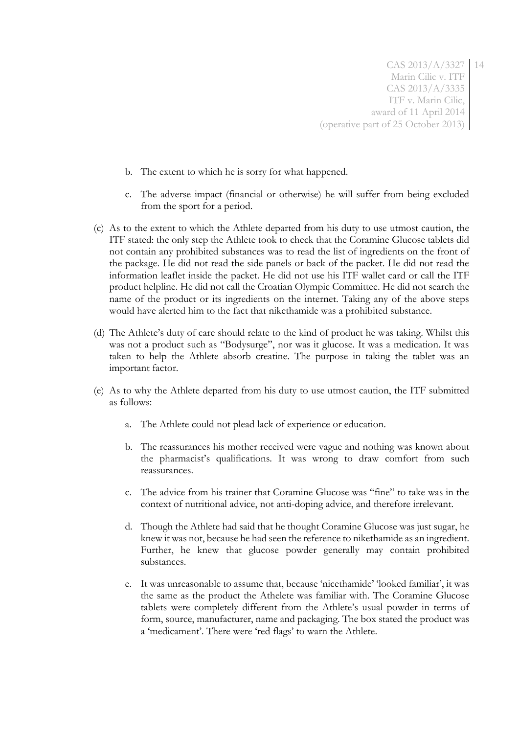b. The extent to which he is sorry for what happened.

c. The adverse impact (financial or otherwise) he will suffer from being excluded from the sport for a period.

(c) As to the extent to which the Athlete departed from his duty to use utmost caution, the ITF stated: the only step the Athlete took to check that the Coramine Glucose tablets did not contain any prohibited substances was to read the list of ingredients on the front of the package. He did not read the side panels or back of the packet. He did not read the information leaflet inside the packet. He did not use his ITF wallet card or call the ITF product helpline. He did not call the Croatian Olympic Committee. He did not search the name of the product or its ingredients on the internet. Taking any of the above steps would have alerted him to the fact that nikethamide was a prohibited substance.

(d) The Athlete's duty of care should relate to the kind of product he was taking. Whilst this was not a product such as "Bodysurge", nor was it glucose. It was a medication. It was taken to help the Athlete absorb creatine. The purpose in taking the tablet was an important factor.

(e) As to why the Athlete departed from his duty to use utmost caution, the ITF submitted as follows:

a. The Athlete could not plead lack of experience or education.

b. The reassurances his mother received were vague and nothing was known about the pharmacist's qualifications. It was wrong to draw comfort from such reassurances.

c. The advice from his trainer that Coramine Glucose was "fine" to take was in the context of nutritional advice, not anti-doping advice, and therefore irrelevant.

d. Though the Athlete had said that he thought Coramine Glucose was just sugar, he knew it was not, because he had seen the reference to nikethamide as an ingredient. Further, he knew that glucose powder generally may contain prohibited substances.

e. It was unreasonable to assume that, because 'nicethamide' 'looked familiar', it was the same as the product the Athelete was familiar with. The Coramine Glucose tablets were completely different from the Athlete's usual powder in terms of form, source, manufacturer, name and packaging. The box stated the product was a 'medicament'. There were 'red flags' to warn the Athlete.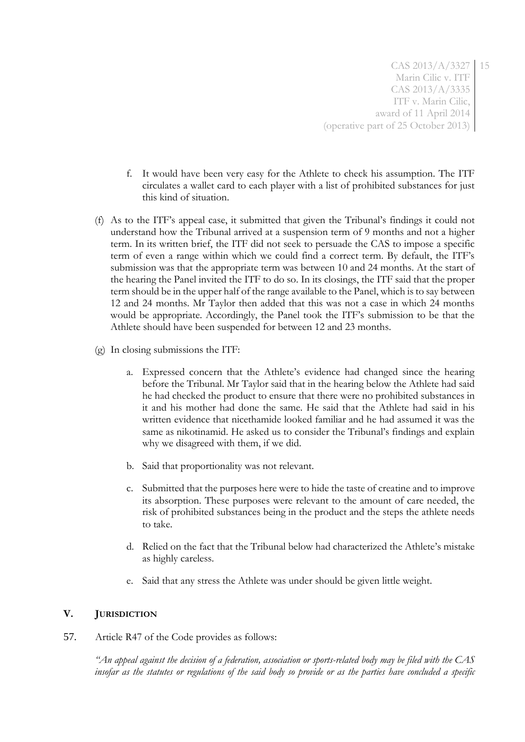f. It would have been very easy for the Athlete to check his assumption. The ITF circulates a wallet card to each player with a list of prohibited substances for just this kind of situation.

(f) As to the ITF's appeal case, it submitted that given the Tribunal's findings it could not understand how the Tribunal arrived at a suspension term of 9 months and not a higher term. In its written brief, the ITF did not seek to persuade the CAS to impose a specific term of even a range within which we could find a correct term. By default, the ITF's submission was that the appropriate term was between 10 and 24 months. At the start of the hearing the Panel invited the ITF to do so. In its closings, the ITF said that the proper term should be in the upper half of the range available to the Panel, which is to say between 12 and 24 months. Mr Taylor then added that this was not a case in which 24 months would be appropriate. Accordingly, the Panel took the ITF's submission to be that the Athlete should have been suspended for between 12 and 23 months.

(g) In closing submissions the ITF:

a. Expressed concern that the Athlete's evidence had changed since the hearing before the Tribunal. Mr Taylor said that in the hearing below the Athlete had said he had checked the product to ensure that there were no prohibited substances in it and his mother had done the same. He said that the Athlete had said in his written evidence that nicethamide looked familiar and he had assumed it was the same as nikotinamid. He asked us to consider the Tribunal's findings and explain why we disagreed with them, if we did.

b. Said that proportionality was not relevant.

c. Submitted that the purposes here were to hide the taste of creatine and to improve its absorption. These purposes were relevant to the amount of care needed, the risk of prohibited substances being in the product and the steps the athlete needs to take.

d. Relied on the fact that the Tribunal below had characterized the Athlete's mistake as highly careless.

e. Said that any stress the Athlete was under should be given little weight.

## V. JURISDICTION

57. Article R47 of the Code provides as follows:

*"An appeal against the decision of a federation, association or sports-related body may be filed with the CAS insofar as the statutes or regulations of the said body so provide or as the parties have concluded a specific*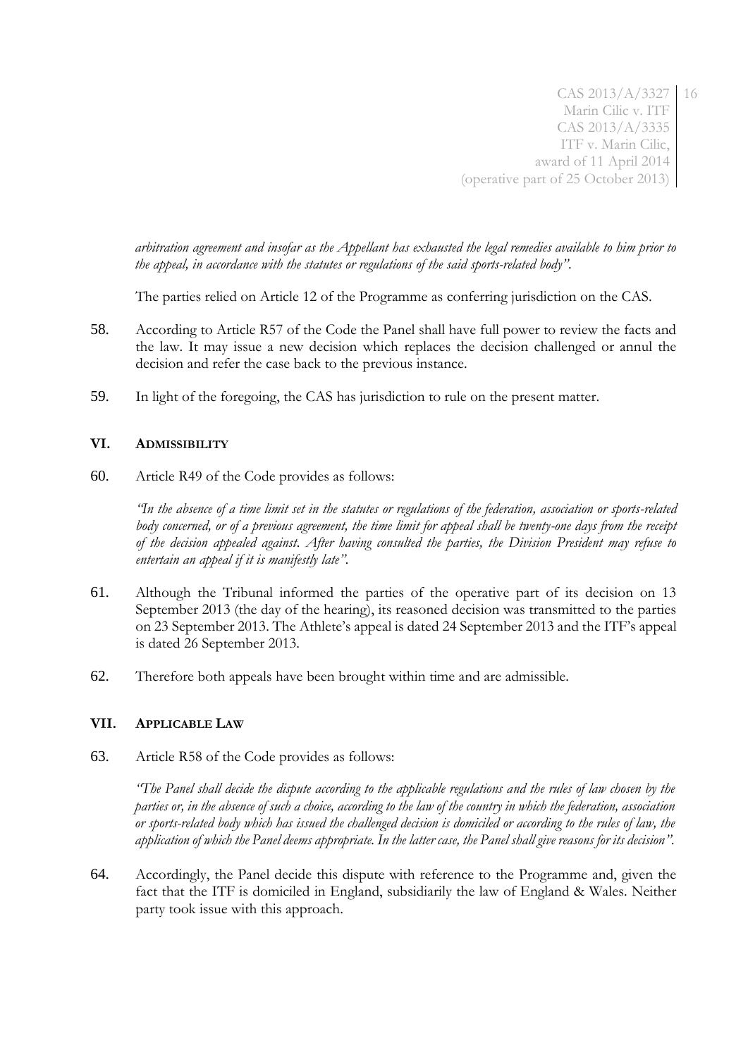*arbitration agreement and insofar as the Appellant has exhausted the legal remedies available to him prior to the appeal, in accordance with the statutes or regulations of the said sports-related body".*

The parties relied on Article 12 of the Programme as conferring jurisdiction on the CAS.

58. According to Article R57 of the Code the Panel shall have full power to review the facts and the law. It may issue a new decision which replaces the decision challenged or annul the decision and refer the case back to the previous instance.

59. In light of the foregoing, the CAS has jurisdiction to rule on the present matter.

## VI. ADMISSIBILITY

60. Article R49 of the Code provides as follows:

*"In the absence of a time limit set in the statutes or regulations of the federation, association or sports-related body concerned, or of a previous agreement, the time limit for appeal shall be twenty-one days from the receipt of the decision appealed against. After having consulted the parties, the Division President may refuse to entertain an appeal if it is manifestly late".*

61. Although the Tribunal informed the parties of the operative part of its decision on 13 September 2013 (the day of the hearing), its reasoned decision was transmitted to the parties on 23 September 2013. The Athlete's appeal is dated 24 September 2013 and the ITF's appeal is dated 26 September 2013.

62. Therefore both appeals have been brought within time and are admissible.

## VII. APPLICABLE LAW

63. Article R58 of the Code provides as follows:

*"The Panel shall decide the dispute according to the applicable regulations and the rules of law chosen by the parties or, in the absence of such a choice, according to the law of the country in which the federation, association or sports-related body which has issued the challenged decision is domiciled or according to the rules of law, the application of which the Panel deems appropriate. In the latter case, the Panel shall give reasons for its decision".*

64. Accordingly, the Panel decide this dispute with reference to the Programme and, given the fact that the ITF is domiciled in England, subsidiarily the law of England & Wales. Neither party took issue with this approach.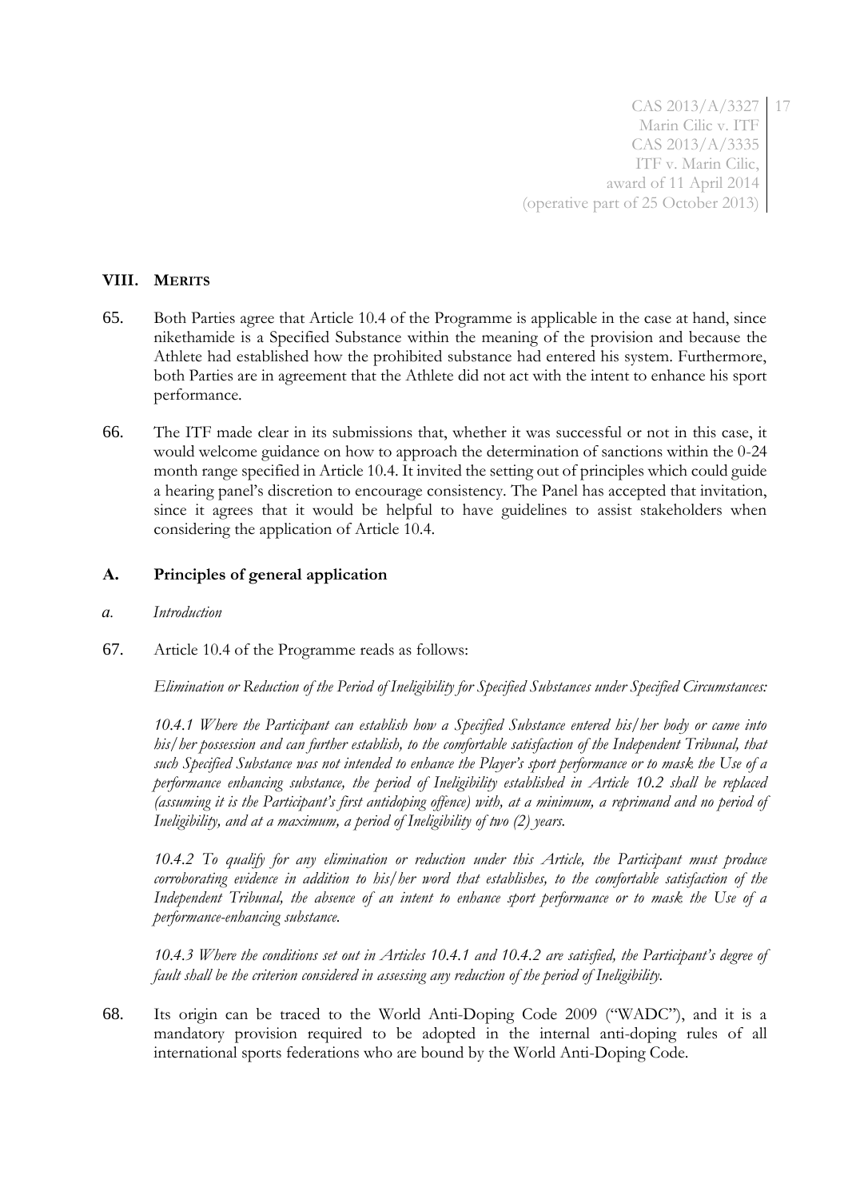## VIII. MERITS

65. Both Parties agree that Article 10.4 of the Programme is applicable in the case at hand, since nikethamide is a Specified Substance within the meaning of the provision and because the Athlete had established how the prohibited substance had entered his system. Furthermore, both Parties are in agreement that the Athlete did not act with the intent to enhance his sport performance.

66. The ITF made clear in its submissions that, whether it was successful or not in this case, it would welcome guidance on how to approach the determination of sanctions within the 0-24 month range specified in Article 10.4. It invited the setting out of principles which could guide a hearing panel's discretion to encourage consistency. The Panel has accepted that invitation, since it agrees that it would be helpful to have guidelines to assist stakeholders when considering the application of Article 10.4.

### A. Principles of general application

*a. Introduction*

67. Article 10.4 of the Programme reads as follows:

*Elimination or Reduction of the Period of Ineligibility for Specified Substances under Specified Circumstances:*

*10.4.1 Where the Participant can establish how a Specified Substance entered his/her body or came into his/her possession and can further establish, to the comfortable satisfaction of the Independent Tribunal, that such Specified Substance was not intended to enhance the Player's sport performance or to mask the Use of a performance enhancing substance, the period of Ineligibility established in Article 10.2 shall be replaced (assuming it is the Participant's first antidoping offence) with, at a minimum, a reprimand and no period of Ineligibility, and at a maximum, a period of Ineligibility of two (2) years.*

*10.4.2 To qualify for any elimination or reduction under this Article, the Participant must produce corroborating evidence in addition to his/her word that establishes, to the comfortable satisfaction of the Independent Tribunal, the absence of an intent to enhance sport performance or to mask the Use of a performance-enhancing substance.*

*10.4.3 Where the conditions set out in Articles 10.4.1 and 10.4.2 are satisfied, the Participant's degree of fault shall be the criterion considered in assessing any reduction of the period of Ineligibility.*

68. Its origin can be traced to the World Anti-Doping Code 2009 ("WADC"), and it is a mandatory provision required to be adopted in the internal anti-doping rules of all international sports federations who are bound by the World Anti-Doping Code.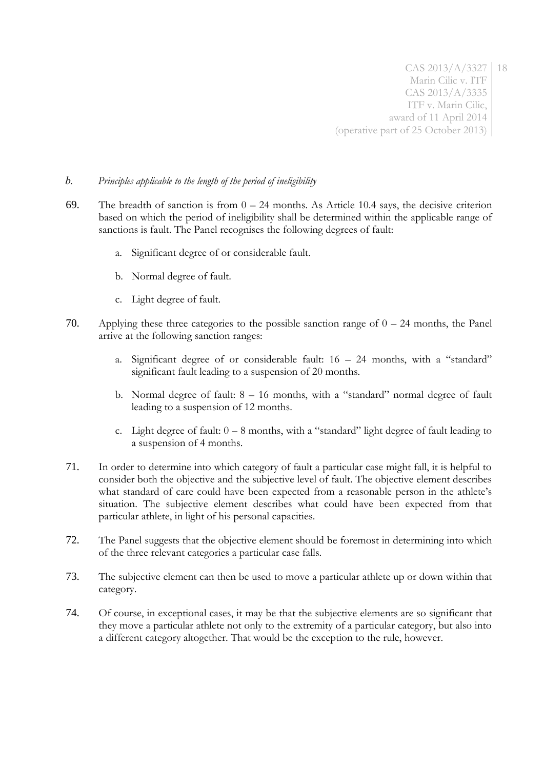*b. Principles applicable to the length of the period of ineligibility*

69. The breadth of sanction is from 0 – 24 months. As Article 10.4 says, the decisive criterion based on which the period of ineligibility shall be determined within the applicable range of sanctions is fault. The Panel recognises the following degrees of fault:

    a. Significant degree of or considerable fault.

    b. Normal degree of fault.

    c. Light degree of fault.

70. Applying these three categories to the possible sanction range of 0 – 24 months, the Panel arrive at the following sanction ranges:

    a. Significant degree of or considerable fault: 16 – 24 months, with a "standard" significant fault leading to a suspension of 20 months.

    b. Normal degree of fault: 8 – 16 months, with a "standard" normal degree of fault leading to a suspension of 12 months.

    c. Light degree of fault: 0 – 8 months, with a "standard" light degree of fault leading to a suspension of 4 months.

71. In order to determine into which category of fault a particular case might fall, it is helpful to consider both the objective and the subjective level of fault. The objective element describes what standard of care could have been expected from a reasonable person in the athlete's situation. The subjective element describes what could have been expected from that particular athlete, in light of his personal capacities.

72. The Panel suggests that the objective element should be foremost in determining into which of the three relevant categories a particular case falls.

73. The subjective element can then be used to move a particular athlete up or down within that category.

74. Of course, in exceptional cases, it may be that the subjective elements are so significant that they move a particular athlete not only to the extremity of a particular category, but also into a different category altogether. That would be the exception to the rule, however.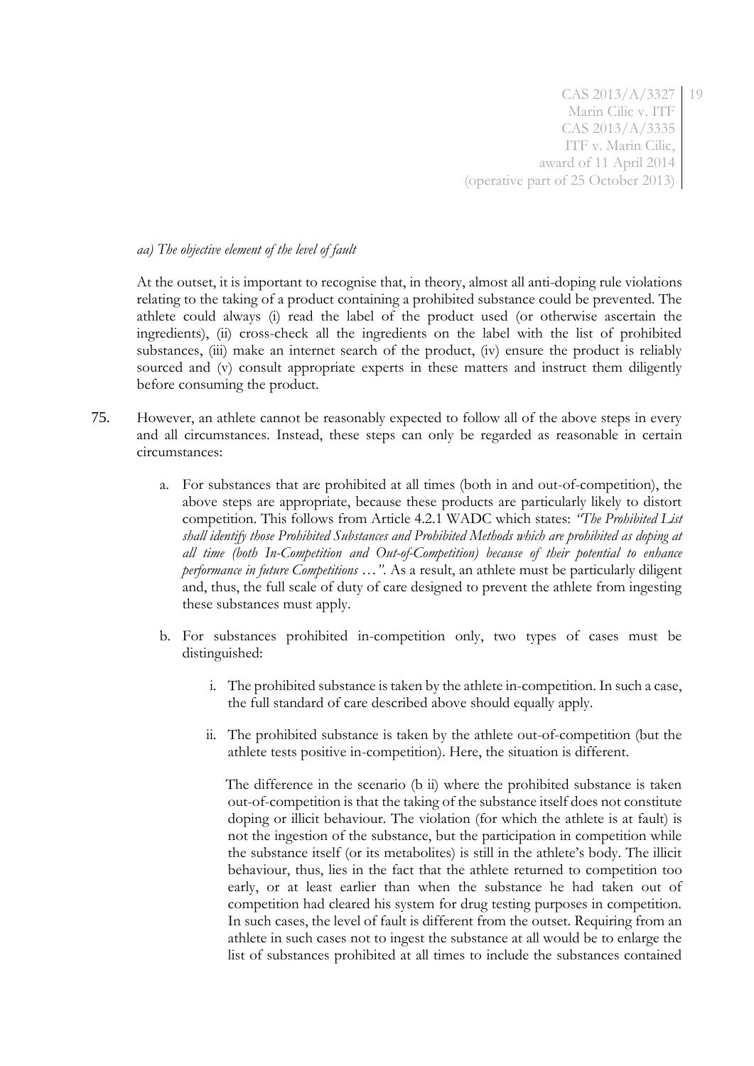*aa) The objective element of the level of fault*

At the outset, it is important to recognise that, in theory, almost all anti-doping rule violations relating to the taking of a product containing a prohibited substance could be prevented. The athlete could always (i) read the label of the product used (or otherwise ascertain the ingredients), (ii) cross-check all the ingredients on the label with the list of prohibited substances, (iii) make an internet search of the product, (iv) ensure the product is reliably sourced and (v) consult appropriate experts in these matters and instruct them diligently before consuming the product.

75. However, an athlete cannot be reasonably expected to follow all of the above steps in every and all circumstances. Instead, these steps can only be regarded as reasonable in certain circumstances:

    a. For substances that are prohibited at all times (both in and out-of-competition), the above steps are appropriate, because these products are particularly likely to distort competition. This follows from Article 4.2.1 WADC which states: *"The Prohibited List shall identify those Prohibited Substances and Prohibited Methods which are prohibited as doping at all time (both In-Competition and Out-of-Competition) because of their potential to enhance performance in future Competitions …"*. As a result, an athlete must be particularly diligent and, thus, the full scale of duty of care designed to prevent the athlete from ingesting these substances must apply.

    b. For substances prohibited in-competition only, two types of cases must be distinguished:

        i. The prohibited substance is taken by the athlete in-competition. In such a case, the full standard of care described above should equally apply.

        ii. The prohibited substance is taken by the athlete out-of-competition (but the athlete tests positive in-competition). Here, the situation is different.

        The difference in the scenario (b ii) where the prohibited substance is taken out-of-competition is that the taking of the substance itself does not constitute doping or illicit behaviour. The violation (for which the athlete is at fault) is not the ingestion of the substance, but the participation in competition while the substance itself (or its metabolites) is still in the athlete's body. The illicit behaviour, thus, lies in the fact that the athlete returned to competition too early, or at least earlier than when the substance he had taken out of competition had cleared his system for drug testing purposes in competition. In such cases, the level of fault is different from the outset. Requiring from an athlete in such cases not to ingest the substance at all would be to enlarge the list of substances prohibited at all times to include the substances contained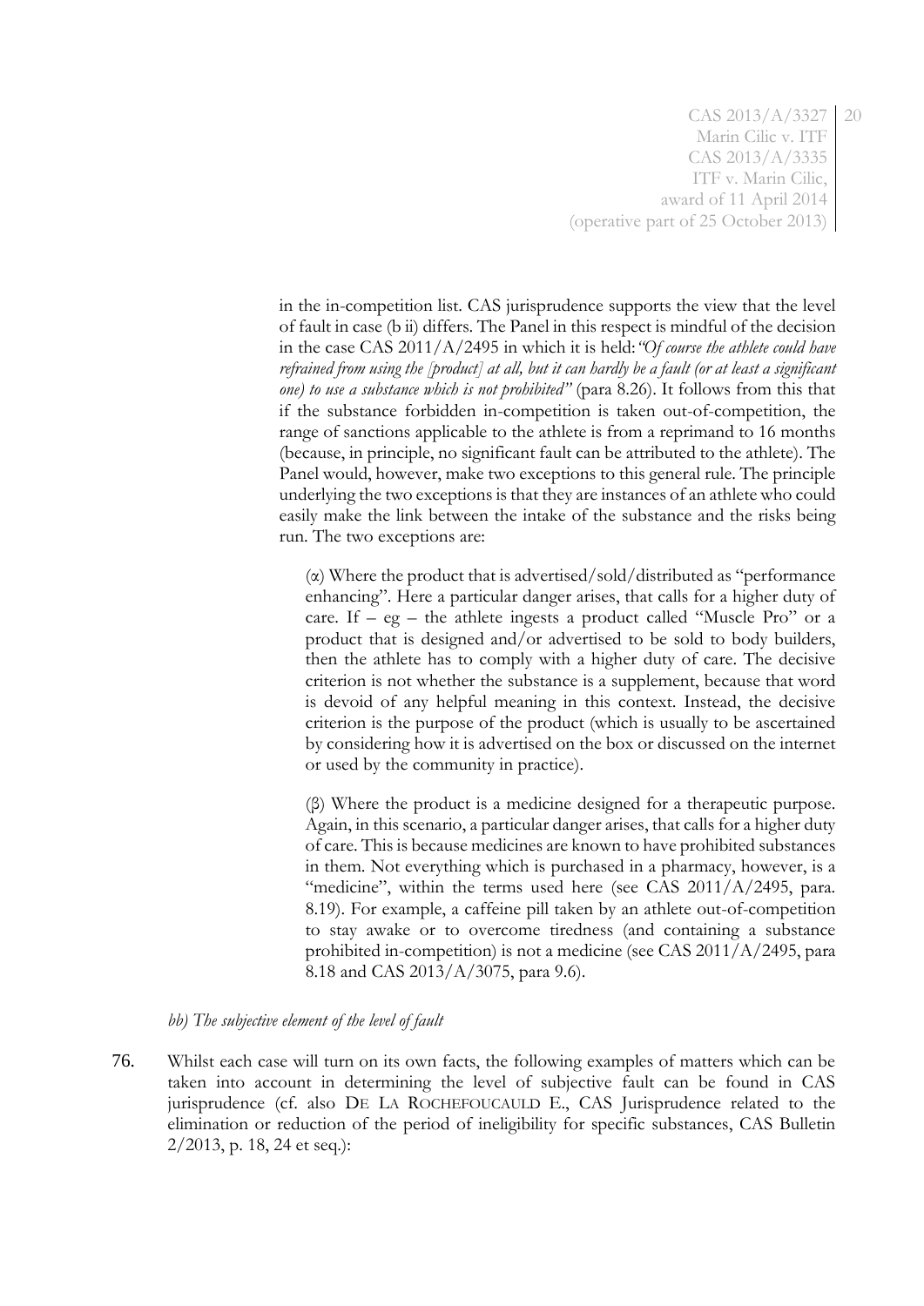in the in-competition list. CAS jurisprudence supports the view that the level of fault in case (b ii) differs. The Panel in this respect is mindful of the decision in the case CAS 2011/A/2495 in which it is held: *"Of course the athlete could have refrained from using the [product] at all, but it can hardly be a fault (or at least a significant one) to use a substance which is not prohibited"* (para 8.26). It follows from this that if the substance forbidden in-competition is taken out-of-competition, the range of sanctions applicable to the athlete is from a reprimand to 16 months (because, in principle, no significant fault can be attributed to the athlete). The Panel would, however, make two exceptions to this general rule. The principle underlying the two exceptions is that they are instances of an athlete who could easily make the link between the intake of the substance and the risks being run. The two exceptions are:

(α) Where the product that is advertised/sold/distributed as "performance enhancing". Here a particular danger arises, that calls for a higher duty of care. If – eg – the athlete ingests a product called "Muscle Pro" or a product that is designed and/or advertised to be sold to body builders, then the athlete has to comply with a higher duty of care. The decisive criterion is not whether the substance is a supplement, because that word is devoid of any helpful meaning in this context. Instead, the decisive criterion is the purpose of the product (which is usually to be ascertained by considering how it is advertised on the box or discussed on the internet or used by the community in practice).

(β) Where the product is a medicine designed for a therapeutic purpose. Again, in this scenario, a particular danger arises, that calls for a higher duty of care. This is because medicines are known to have prohibited substances in them. Not everything which is purchased in a pharmacy, however, is a "medicine", within the terms used here (see CAS 2011/A/2495, para. 8.19). For example, a caffeine pill taken by an athlete out-of-competition to stay awake or to overcome tiredness (and containing a substance prohibited in-competition) is not a medicine (see CAS 2011/A/2495, para 8.18 and CAS 2013/A/3075, para 9.6).

*bb) The subjective element of the level of fault*

76. Whilst each case will turn on its own facts, the following examples of matters which can be taken into account in determining the level of subjective fault can be found in CAS jurisprudence (cf. also DE LA ROCHEFOUCAULD E., CAS Jurisprudence related to the elimination or reduction of the period of ineligibility for specific substances, CAS Bulletin 2/2013, p. 18, 24 et seq.):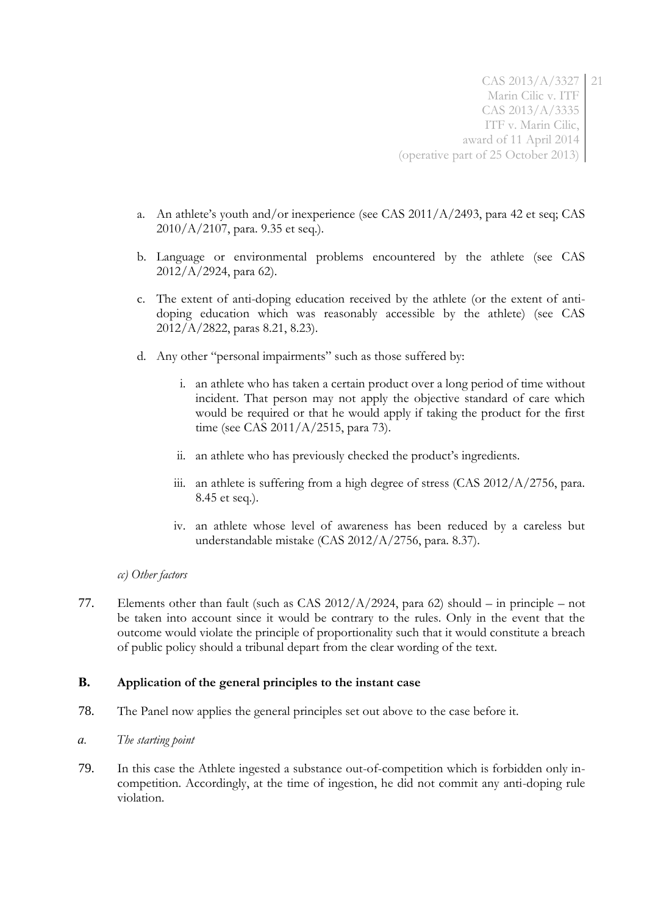a. An athlete's youth and/or inexperience (see CAS 2011/A/2493, para 42 et seq; CAS 2010/A/2107, para. 9.35 et seq.).

b. Language or environmental problems encountered by the athlete (see CAS 2012/A/2924, para 62).

c. The extent of anti-doping education received by the athlete (or the extent of anti-doping education which was reasonably accessible by the athlete) (see CAS 2012/A/2822, paras 8.21, 8.23).

d. Any other "personal impairments" such as those suffered by:

   i. an athlete who has taken a certain product over a long period of time without incident. That person may not apply the objective standard of care which would be required or that he would apply if taking the product for the first time (see CAS 2011/A/2515, para 73).

   ii. an athlete who has previously checked the product's ingredients.

   iii. an athlete is suffering from a high degree of stress (CAS 2012/A/2756, para. 8.45 et seq.).

   iv. an athlete whose level of awareness has been reduced by a careless but understandable mistake (CAS 2012/A/2756, para. 8.37).

*cc) Other factors*

77. Elements other than fault (such as CAS 2012/A/2924, para 62) should – in principle – not be taken into account since it would be contrary to the rules. Only in the event that the outcome would violate the principle of proportionality such that it would constitute a breach of public policy should a tribunal depart from the clear wording of the text.

**B. Application of the general principles to the instant case**

78. The Panel now applies the general principles set out above to the case before it.

*a. The starting point*

79. In this case the Athlete ingested a substance out-of-competition which is forbidden only in-competition. Accordingly, at the time of ingestion, he did not commit any anti-doping rule violation.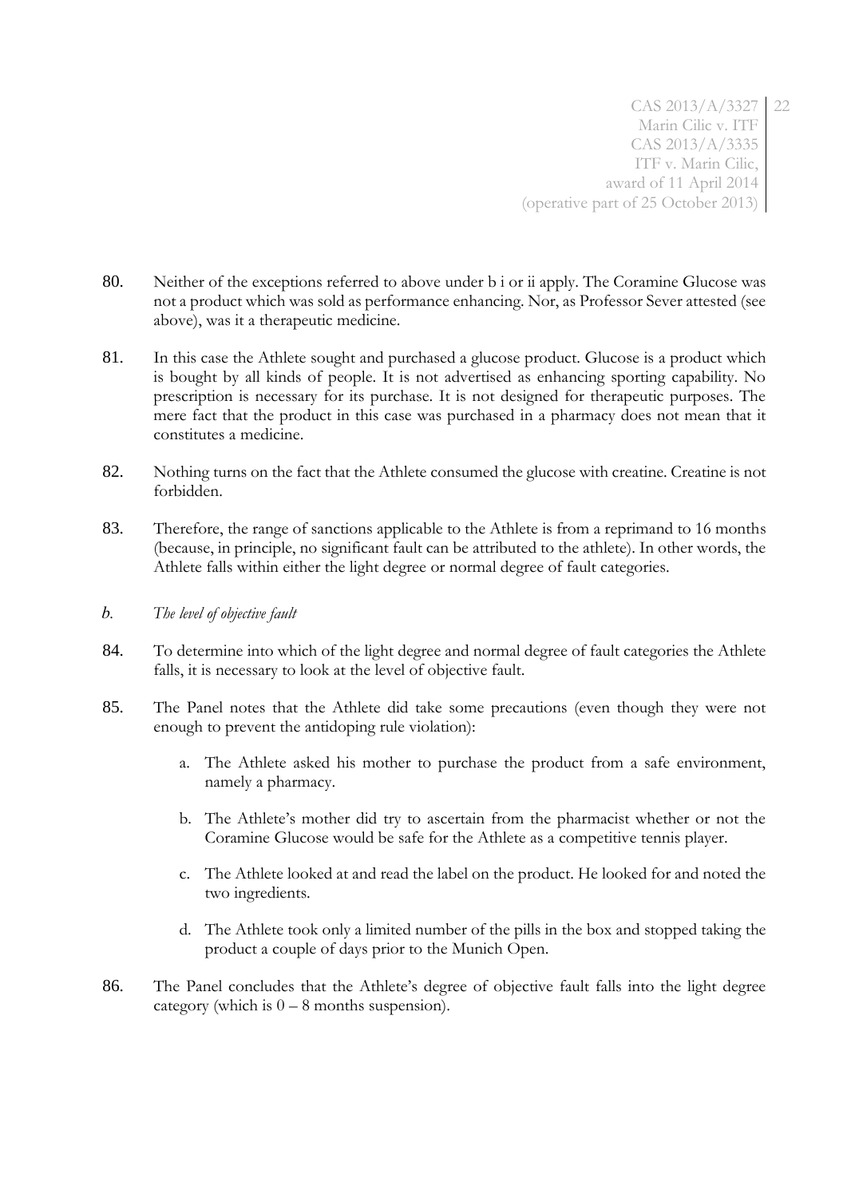80. Neither of the exceptions referred to above under b i or ii apply. The Coramine Glucose was not a product which was sold as performance enhancing. Nor, as Professor Sever attested (see above), was it a therapeutic medicine.

81. In this case the Athlete sought and purchased a glucose product. Glucose is a product which is bought by all kinds of people. It is not advertised as enhancing sporting capability. No prescription is necessary for its purchase. It is not designed for therapeutic purposes. The mere fact that the product in this case was purchased in a pharmacy does not mean that it constitutes a medicine.

82. Nothing turns on the fact that the Athlete consumed the glucose with creatine. Creatine is not forbidden.

83. Therefore, the range of sanctions applicable to the Athlete is from a reprimand to 16 months (because, in principle, no significant fault can be attributed to the athlete). In other words, the Athlete falls within either the light degree or normal degree of fault categories.

*b. The level of objective fault*

84. To determine into which of the light degree and normal degree of fault categories the Athlete falls, it is necessary to look at the level of objective fault.

85. The Panel notes that the Athlete did take some precautions (even though they were not enough to prevent the antidoping rule violation):

    a. The Athlete asked his mother to purchase the product from a safe environment, namely a pharmacy.

    b. The Athlete's mother did try to ascertain from the pharmacist whether or not the Coramine Glucose would be safe for the Athlete as a competitive tennis player.

    c. The Athlete looked at and read the label on the product. He looked for and noted the two ingredients.

    d. The Athlete took only a limited number of the pills in the box and stopped taking the product a couple of days prior to the Munich Open.

86. The Panel concludes that the Athlete's degree of objective fault falls into the light degree category (which is 0 – 8 months suspension).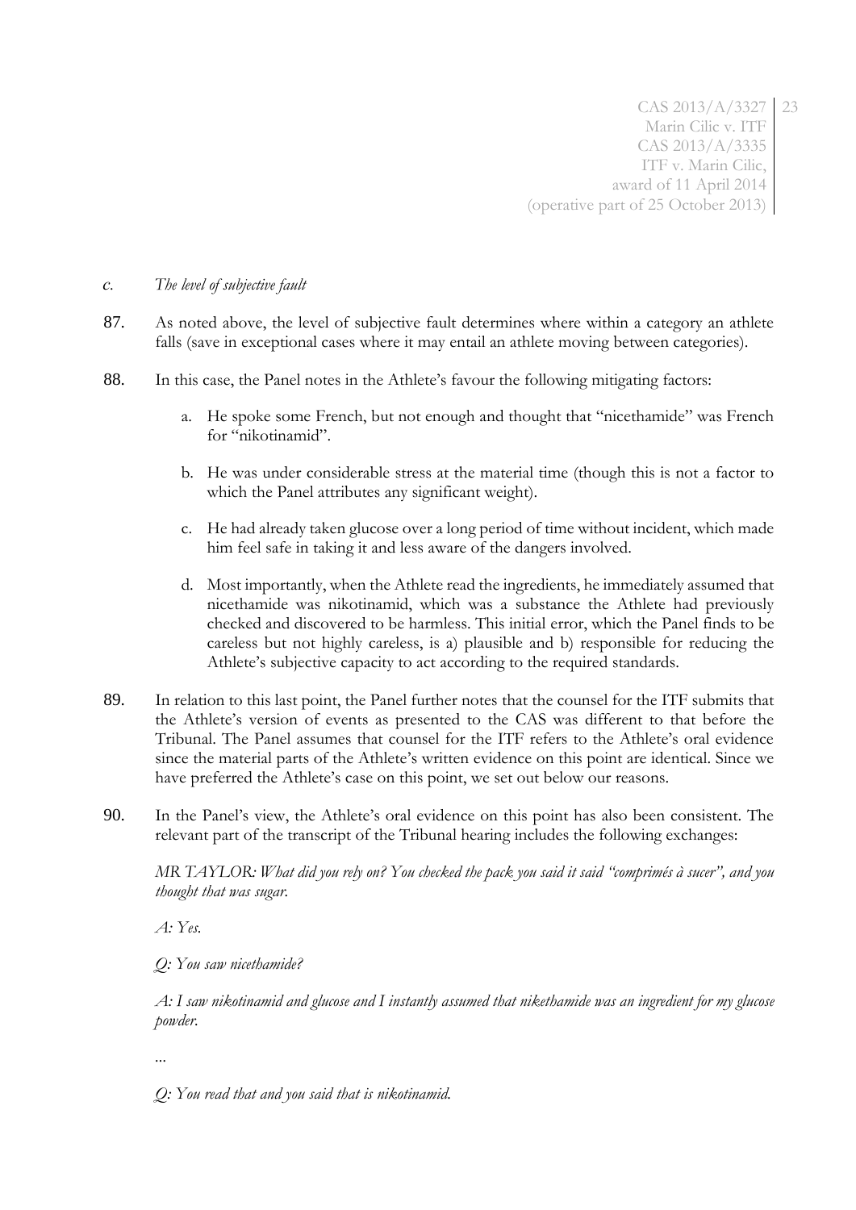*c. The level of subjective fault*

87. As noted above, the level of subjective fault determines where within a category an athlete falls (save in exceptional cases where it may entail an athlete moving between categories).

88. In this case, the Panel notes in the Athlete's favour the following mitigating factors:

   a. He spoke some French, but not enough and thought that "nicethamide" was French for "nikotinamid".

   b. He was under considerable stress at the material time (though this is not a factor to which the Panel attributes any significant weight).

   c. He had already taken glucose over a long period of time without incident, which made him feel safe in taking it and less aware of the dangers involved.

   d. Most importantly, when the Athlete read the ingredients, he immediately assumed that nicethamide was nikotinamid, which was a substance the Athlete had previously checked and discovered to be harmless. This initial error, which the Panel finds to be careless but not highly careless, is a) plausible and b) responsible for reducing the Athlete's subjective capacity to act according to the required standards.

89. In relation to this last point, the Panel further notes that the counsel for the ITF submits that the Athlete's version of events as presented to the CAS was different to that before the Tribunal. The Panel assumes that counsel for the ITF refers to the Athlete's oral evidence since the material parts of the Athlete's written evidence on this point are identical. Since we have preferred the Athlete's case on this point, we set out below our reasons.

90. In the Panel's view, the Athlete's oral evidence on this point has also been consistent. The relevant part of the transcript of the Tribunal hearing includes the following exchanges:

   *MR TAYLOR: What did you rely on? You checked the pack you said it said "comprimés à sucer", and you thought that was sugar.*

   *A: Yes.*

   *Q: You saw nicethamide?*

   *A: I saw nikotinamid and glucose and I instantly assumed that nikethamide was an ingredient for my glucose powder.*

   *...*

   *Q: You read that and you said that is nikotinamid.*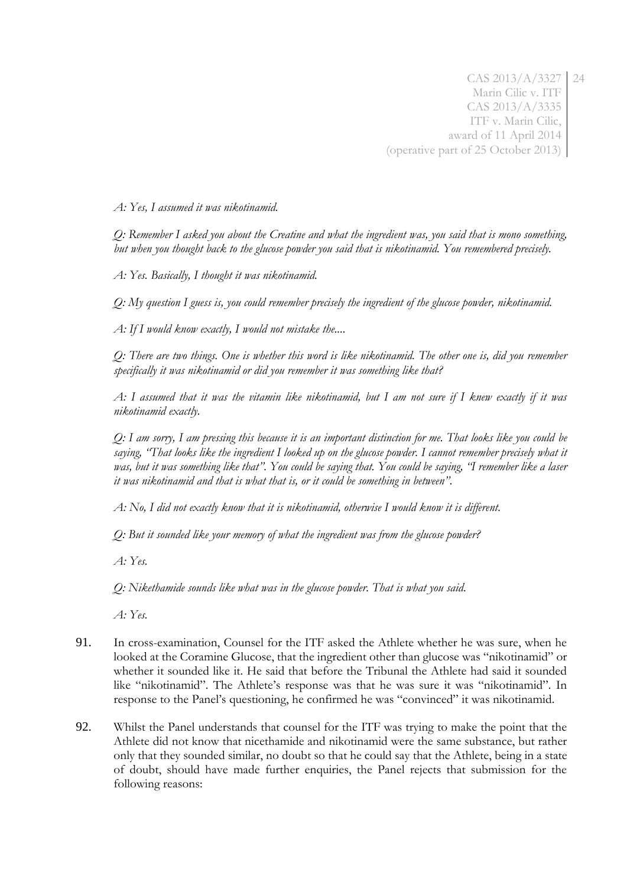*A: Yes, I assumed it was nikotinamid.*

*Q: Remember I asked you about the Creatine and what the ingredient was, you said that is mono something, but when you thought back to the glucose powder you said that is nikotinamid. You remembered precisely.*

*A: Yes. Basically, I thought it was nikotinamid.*

*Q: My question I guess is, you could remember precisely the ingredient of the glucose powder, nikotinamid.*

*A: If I would know exactly, I would not mistake the....*

*Q: There are two things. One is whether this word is like nikotinamid. The other one is, did you remember specifically it was nikotinamid or did you remember it was something like that?*

*A: I assumed that it was the vitamin like nikotinamid, but I am not sure if I knew exactly if it was nikotinamid exactly.*

*Q: I am sorry, I am pressing this because it is an important distinction for me. That looks like you could be saying, "That looks like the ingredient I looked up on the glucose powder. I cannot remember precisely what it was, but it was something like that". You could be saying that. You could be saying, "I remember like a laser it was nikotinamid and that is what that is, or it could be something in between".*

*A: No, I did not exactly know that it is nikotinamid, otherwise I would know it is different.*

*Q: But it sounded like your memory of what the ingredient was from the glucose powder?*

*A: Yes.*

*Q: Nikethamide sounds like what was in the glucose powder. That is what you said.*

*A: Yes.*

91. In cross-examination, Counsel for the ITF asked the Athlete whether he was sure, when he looked at the Coramine Glucose, that the ingredient other than glucose was "nikotinamid" or whether it sounded like it. He said that before the Tribunal the Athlete had said it sounded like "nikotinamid". The Athlete's response was that he was sure it was "nikotinamid". In response to the Panel's questioning, he confirmed he was "convinced" it was nikotinamid.

92. Whilst the Panel understands that counsel for the ITF was trying to make the point that the Athlete did not know that nicethamide and nikotinamid were the same substance, but rather only that they sounded similar, no doubt so that he could say that the Athlete, being in a state of doubt, should have made further enquiries, the Panel rejects that submission for the following reasons: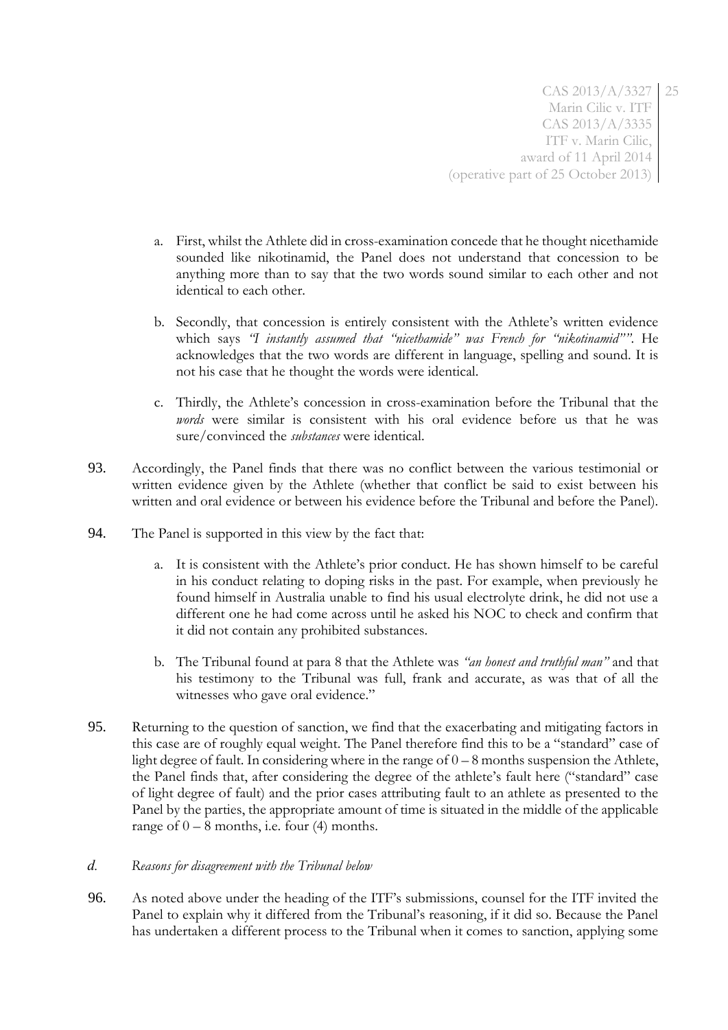a. First, whilst the Athlete did in cross-examination concede that he thought nicethamide sounded like nikotinamid, the Panel does not understand that concession to be anything more than to say that the two words sound similar to each other and not identical to each other.

b. Secondly, that concession is entirely consistent with the Athlete's written evidence which says *"I instantly assumed that "nicethamide" was French for "nikotinamid""*. He acknowledges that the two words are different in language, spelling and sound. It is not his case that he thought the words were identical.

c. Thirdly, the Athlete's concession in cross-examination before the Tribunal that the *words* were similar is consistent with his oral evidence before us that he was sure/convinced the *substances* were identical.

93. Accordingly, the Panel finds that there was no conflict between the various testimonial or written evidence given by the Athlete (whether that conflict be said to exist between his written and oral evidence or between his evidence before the Tribunal and before the Panel).

94. The Panel is supported in this view by the fact that:

a. It is consistent with the Athlete's prior conduct. He has shown himself to be careful in his conduct relating to doping risks in the past. For example, when previously he found himself in Australia unable to find his usual electrolyte drink, he did not use a different one he had come across until he asked his NOC to check and confirm that it did not contain any prohibited substances.

b. The Tribunal found at para 8 that the Athlete was *"an honest and truthful man"* and that his testimony to the Tribunal was full, frank and accurate, as was that of all the witnesses who gave oral evidence."

95. Returning to the question of sanction, we find that the exacerbating and mitigating factors in this case are of roughly equal weight. The Panel therefore find this to be a "standard" case of light degree of fault. In considering where in the range of 0 – 8 months suspension the Athlete, the Panel finds that, after considering the degree of the athlete's fault here ("standard" case of light degree of fault) and the prior cases attributing fault to an athlete as presented to the Panel by the parties, the appropriate amount of time is situated in the middle of the applicable range of 0 – 8 months, i.e. four (4) months.

### *d. Reasons for disagreement with the Tribunal below*

96. As noted above under the heading of the ITF's submissions, counsel for the ITF invited the Panel to explain why it differed from the Tribunal's reasoning, if it did so. Because the Panel has undertaken a different process to the Tribunal when it comes to sanction, applying some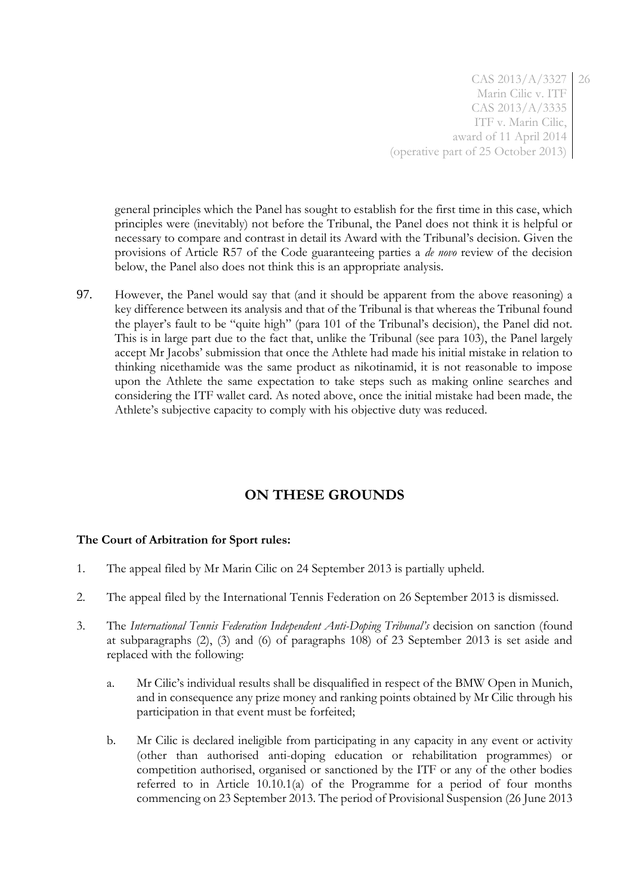general principles which the Panel has sought to establish for the first time in this case, which principles were (inevitably) not before the Tribunal, the Panel does not think it is helpful or necessary to compare and contrast in detail its Award with the Tribunal's decision. Given the provisions of Article R57 of the Code guaranteeing parties a *de novo* review of the decision below, the Panel also does not think this is an appropriate analysis.

97. However, the Panel would say that (and it should be apparent from the above reasoning) a key difference between its analysis and that of the Tribunal is that whereas the Tribunal found the player's fault to be "quite high" (para 101 of the Tribunal's decision), the Panel did not. This is in large part due to the fact that, unlike the Tribunal (see para 103), the Panel largely accept Mr Jacobs' submission that once the Athlete had made his initial mistake in relation to thinking nicethamide was the same product as nikotinamid, it is not reasonable to impose upon the Athlete the same expectation to take steps such as making online searches and considering the ITF wallet card. As noted above, once the initial mistake had been made, the Athlete's subjective capacity to comply with his objective duty was reduced.

## ON THESE GROUNDS

**The Court of Arbitration for Sport rules:**

1. The appeal filed by Mr Marin Cilic on 24 September 2013 is partially upheld.
2. The appeal filed by the International Tennis Federation on 26 September 2013 is dismissed.
3. The *International Tennis Federation Independent Anti-Doping Tribunal's* decision on sanction (found at subparagraphs (2), (3) and (6) of paragraphs 108) of 23 September 2013 is set aside and replaced with the following:
   a. Mr Cilic's individual results shall be disqualified in respect of the BMW Open in Munich, and in consequence any prize money and ranking points obtained by Mr Cilic through his participation in that event must be forfeited;
   b. Mr Cilic is declared ineligible from participating in any capacity in any event or activity (other than authorised anti-doping education or rehabilitation programmes) or competition authorised, organised or sanctioned by the ITF or any of the other bodies referred to in Article 10.10.1(a) of the Programme for a period of four months commencing on 23 September 2013. The period of Provisional Suspension (26 June 2013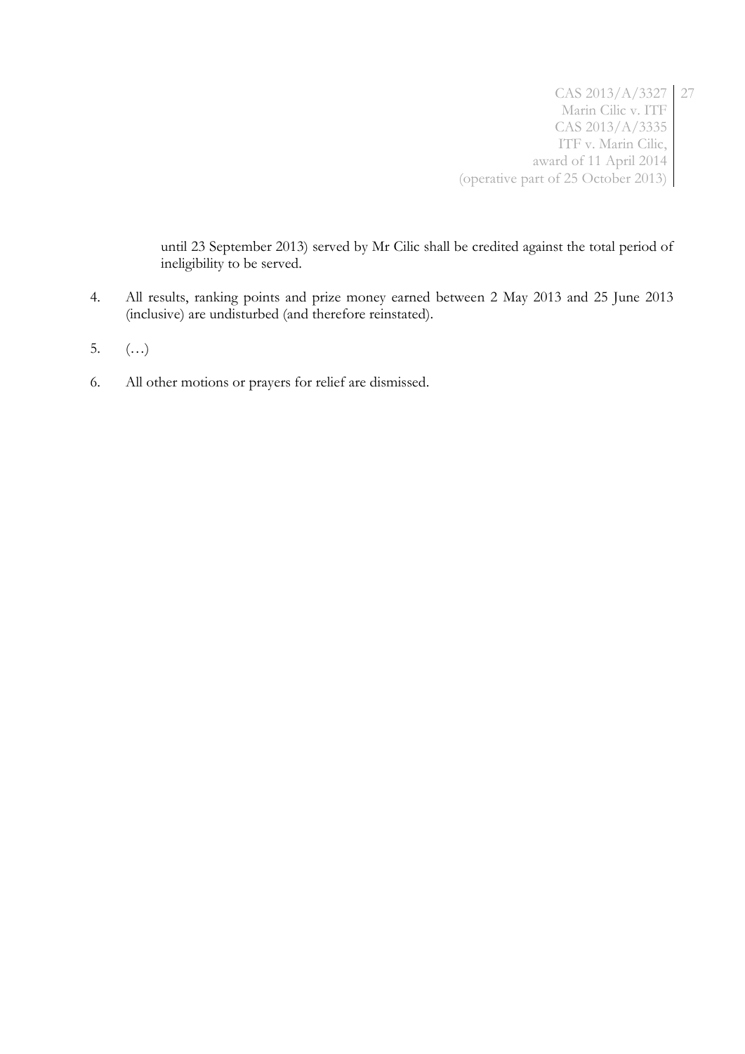until 23 September 2013) served by Mr Cilic shall be credited against the total period of ineligibility to be served.

4. All results, ranking points and prize money earned between 2 May 2013 and 25 June 2013 (inclusive) are undisturbed (and therefore reinstated).

5. (…)

6. All other motions or prayers for relief are dismissed.